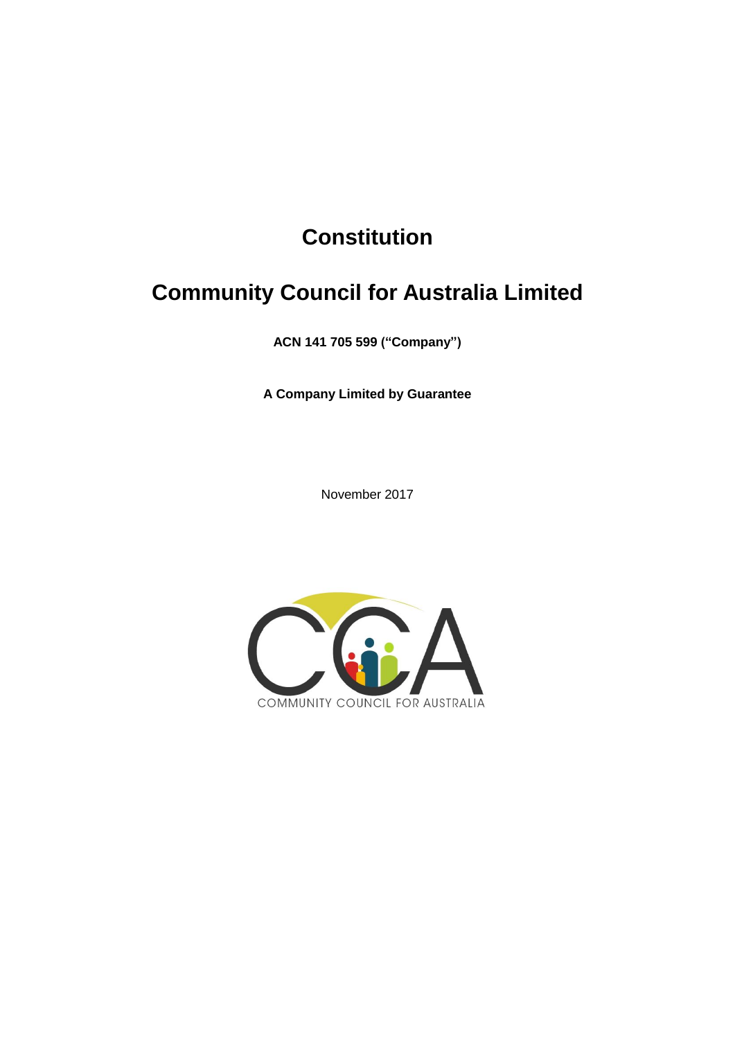# Constitution

# Community Council for Australia Limited

**ACN 141 705 599 ("Company")**

**A Company Limited by Guarantee**

November 2017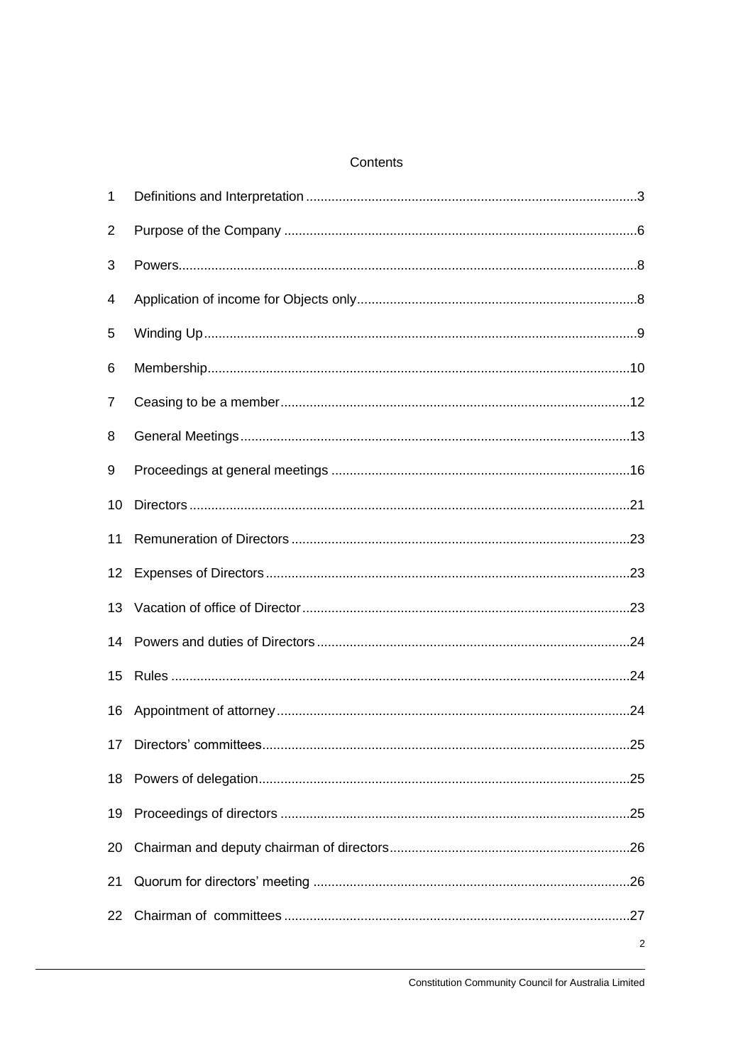# Contents

| | | |
|---|---|---|
| 1 | Definitions and Interpretation | 3 |
| 2 | Purpose of the Company | 6 |
| 3 | Powers | 8 |
| 4 | Application of income for Objects only | 8 |
| 5 | Winding Up | 9 |
| 6 | Membership | 10 |
| 7 | Ceasing to be a member | 12 |
| 8 | General Meetings | 13 |
| 9 | Proceedings at general meetings | 16 |
| 10 | Directors | 21 |
| 11 | Remuneration of Directors | 23 |
| 12 | Expenses of Directors | 23 |
| 13 | Vacation of office of Director | 23 |
| 14 | Powers and duties of Directors | 24 |
| 15 | Rules | 24 |
| 16 | Appointment of attorney | 24 |
| 17 | Directors' committees | 25 |
| 18 | Powers of delegation | 25 |
| 19 | Proceedings of directors | 25 |
| 20 | Chairman and deputy chairman of directors | 26 |
| 21 | Quorum for directors' meeting | 26 |
| 22 | Chairman of committees | 27 |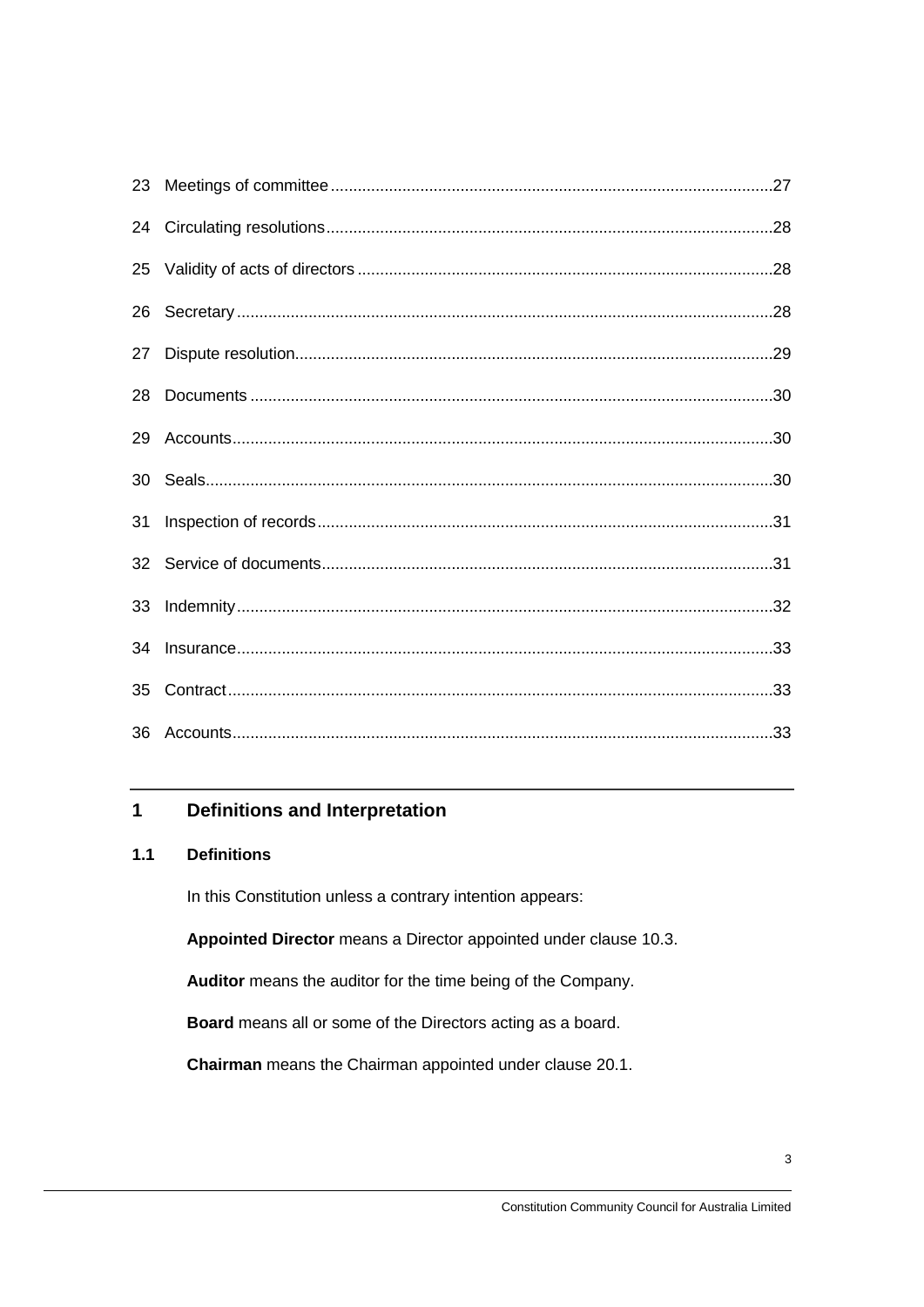| | | |
|---|---|---|
| 23 | Meetings of committee | 27 |
| 24 | Circulating resolutions | 28 |
| 25 | Validity of acts of directors | 28 |
| 26 | Secretary | 28 |
| 27 | Dispute resolution | 29 |
| 28 | Documents | 30 |
| 29 | Accounts | 30 |
| 30 | Seals | 30 |
| 31 | Inspection of records | 31 |
| 32 | Service of documents | 31 |
| 33 | Indemnity | 32 |
| 34 | Insurance | 33 |
| 35 | Contract | 33 |
| 36 | Accounts | 33 |

# 1 Definitions and Interpretation

## 1.1 Definitions

In this Constitution unless a contrary intention appears:

**Appointed Director** means a Director appointed under clause 10.3.

**Auditor** means the auditor for the time being of the Company.

**Board** means all or some of the Directors acting as a board.

**Chairman** means the Chairman appointed under clause 20.1.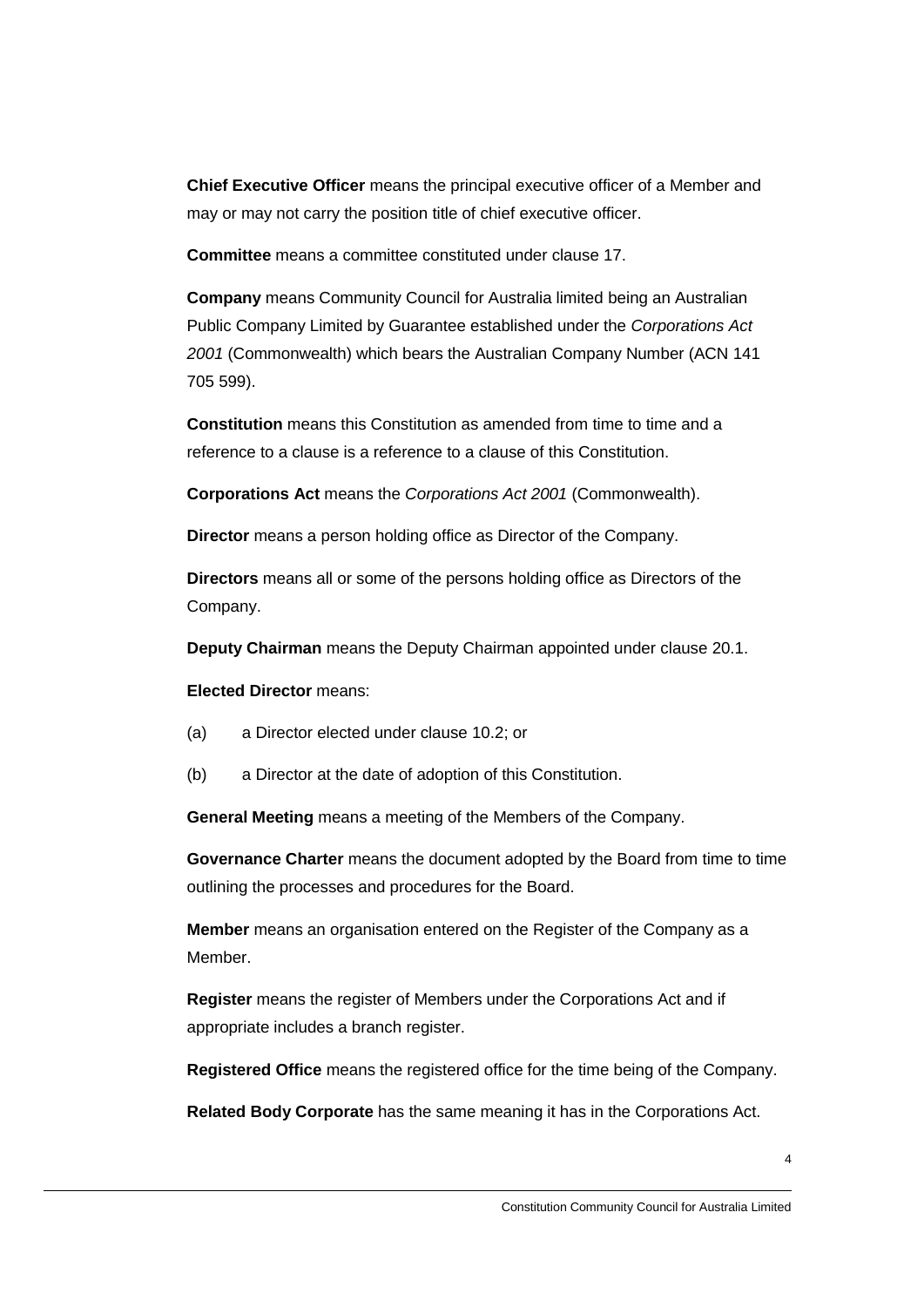**Chief Executive Officer** means the principal executive officer of a Member and may or may not carry the position title of chief executive officer.

**Committee** means a committee constituted under clause 17.

**Company** means Community Council for Australia limited being an Australian Public Company Limited by Guarantee established under the *Corporations Act 2001* (Commonwealth) which bears the Australian Company Number (ACN 141 705 599).

**Constitution** means this Constitution as amended from time to time and a reference to a clause is a reference to a clause of this Constitution.

**Corporations Act** means the *Corporations Act 2001* (Commonwealth).

**Director** means a person holding office as Director of the Company.

**Directors** means all or some of the persons holding office as Directors of the Company.

**Deputy Chairman** means the Deputy Chairman appointed under clause 20.1.

**Elected Director** means:

(a) a Director elected under clause 10.2; or

(b) a Director at the date of adoption of this Constitution.

**General Meeting** means a meeting of the Members of the Company.

**Governance Charter** means the document adopted by the Board from time to time outlining the processes and procedures for the Board.

**Member** means an organisation entered on the Register of the Company as a Member.

**Register** means the register of Members under the Corporations Act and if appropriate includes a branch register.

**Registered Office** means the registered office for the time being of the Company.

**Related Body Corporate** has the same meaning it has in the Corporations Act.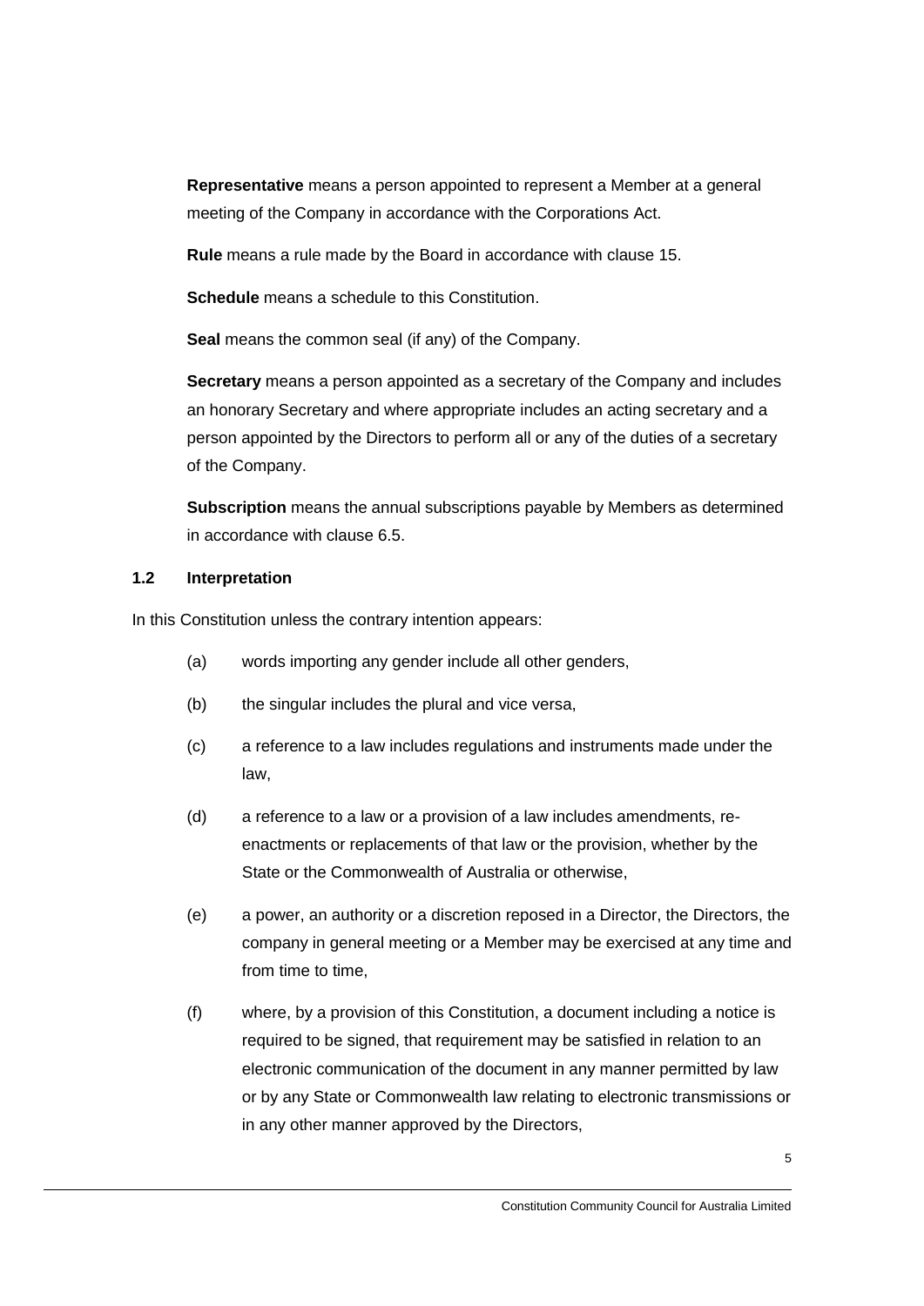**Representative** means a person appointed to represent a Member at a general meeting of the Company in accordance with the Corporations Act.

**Rule** means a rule made by the Board in accordance with clause 15.

**Schedule** means a schedule to this Constitution.

**Seal** means the common seal (if any) of the Company.

**Secretary** means a person appointed as a secretary of the Company and includes an honorary Secretary and where appropriate includes an acting secretary and a person appointed by the Directors to perform all or any of the duties of a secretary of the Company.

**Subscription** means the annual subscriptions payable by Members as determined in accordance with clause 6.5.

### 1.2 Interpretation

In this Constitution unless the contrary intention appears:

(a) words importing any gender include all other genders,

(b) the singular includes the plural and vice versa,

(c) a reference to a law includes regulations and instruments made under the law,

(d) a reference to a law or a provision of a law includes amendments, re-enactments or replacements of that law or the provision, whether by the State or the Commonwealth of Australia or otherwise,

(e) a power, an authority or a discretion reposed in a Director, the Directors, the company in general meeting or a Member may be exercised at any time and from time to time,

(f) where, by a provision of this Constitution, a document including a notice is required to be signed, that requirement may be satisfied in relation to an electronic communication of the document in any manner permitted by law or by any State or Commonwealth law relating to electronic transmissions or in any other manner approved by the Directors,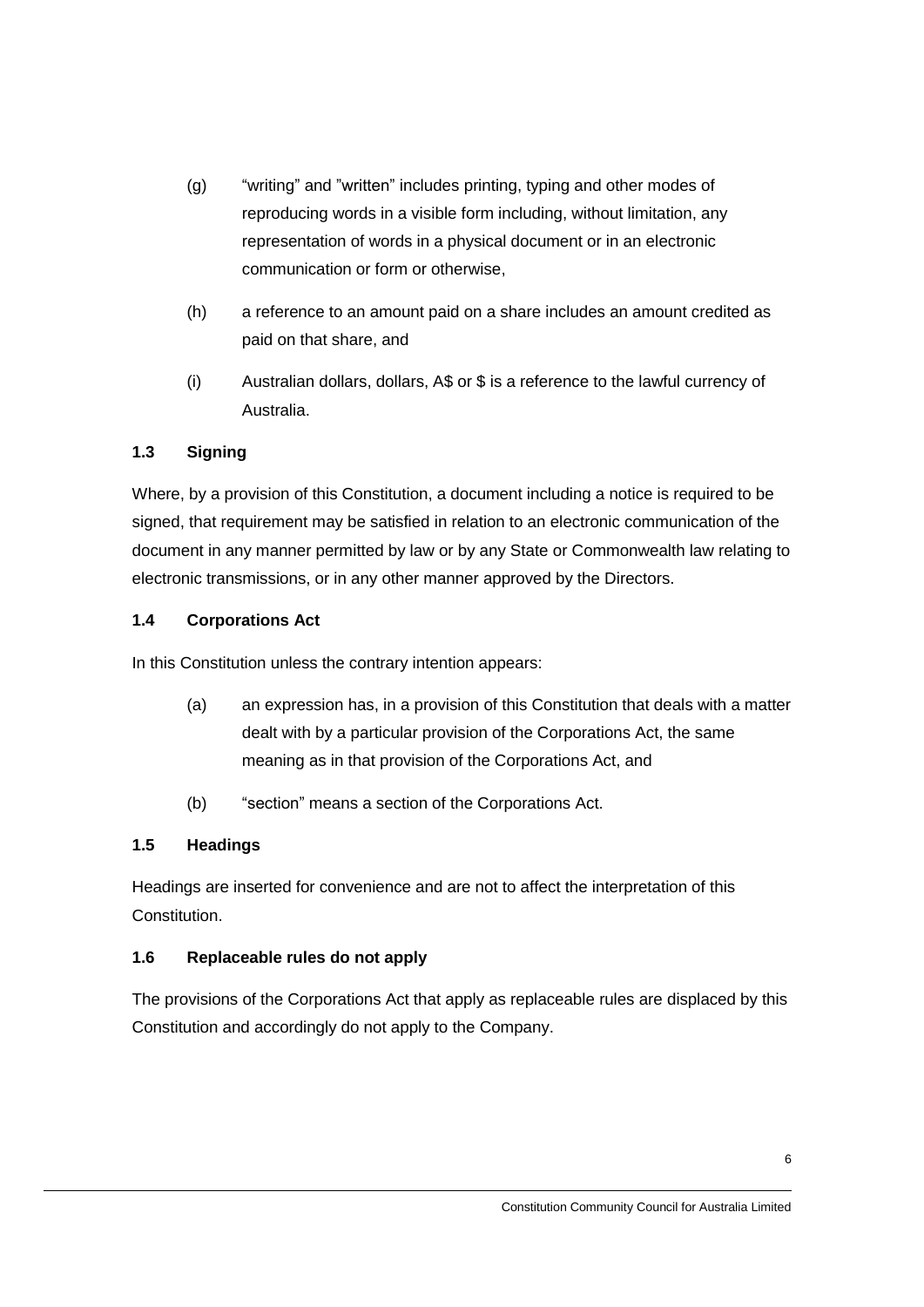(g) "writing" and "written" includes printing, typing and other modes of reproducing words in a visible form including, without limitation, any representation of words in a physical document or in an electronic communication or form or otherwise,

(h) a reference to an amount paid on a share includes an amount credited as paid on that share, and

(i) Australian dollars, dollars, A$ or $ is a reference to the lawful currency of Australia.

### 1.3 Signing

Where, by a provision of this Constitution, a document including a notice is required to be signed, that requirement may be satisfied in relation to an electronic communication of the document in any manner permitted by law or by any State or Commonwealth law relating to electronic transmissions, or in any other manner approved by the Directors.

### 1.4 Corporations Act

In this Constitution unless the contrary intention appears:

(a) an expression has, in a provision of this Constitution that deals with a matter dealt with by a particular provision of the Corporations Act, the same meaning as in that provision of the Corporations Act, and

(b) "section" means a section of the Corporations Act.

### 1.5 Headings

Headings are inserted for convenience and are not to affect the interpretation of this Constitution.

### 1.6 Replaceable rules do not apply

The provisions of the Corporations Act that apply as replaceable rules are displaced by this Constitution and accordingly do not apply to the Company.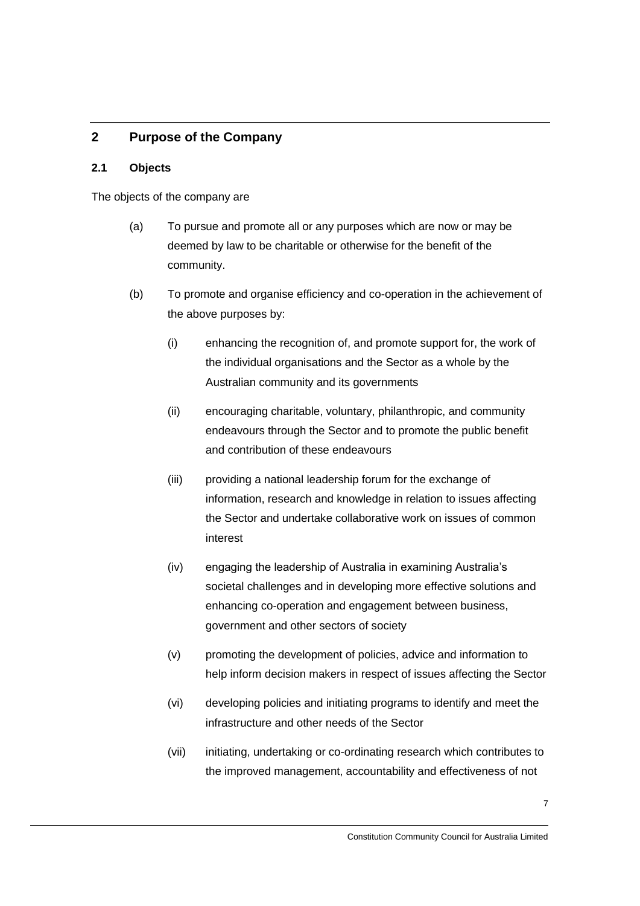## 2 Purpose of the Company

### 2.1 Objects

The objects of the company are

(a) To pursue and promote all or any purposes which are now or may be deemed by law to be charitable or otherwise for the benefit of the community.

(b) To promote and organise efficiency and co-operation in the achievement of the above purposes by:

   (i) enhancing the recognition of, and promote support for, the work of the individual organisations and the Sector as a whole by the Australian community and its governments

   (ii) encouraging charitable, voluntary, philanthropic, and community endeavours through the Sector and to promote the public benefit and contribution of these endeavours

   (iii) providing a national leadership forum for the exchange of information, research and knowledge in relation to issues affecting the Sector and undertake collaborative work on issues of common interest

   (iv) engaging the leadership of Australia in examining Australia's societal challenges and in developing more effective solutions and enhancing co-operation and engagement between business, government and other sectors of society

   (v) promoting the development of policies, advice and information to help inform decision makers in respect of issues affecting the Sector

   (vi) developing policies and initiating programs to identify and meet the infrastructure and other needs of the Sector

   (vii) initiating, undertaking or co-ordinating research which contributes to the improved management, accountability and effectiveness of not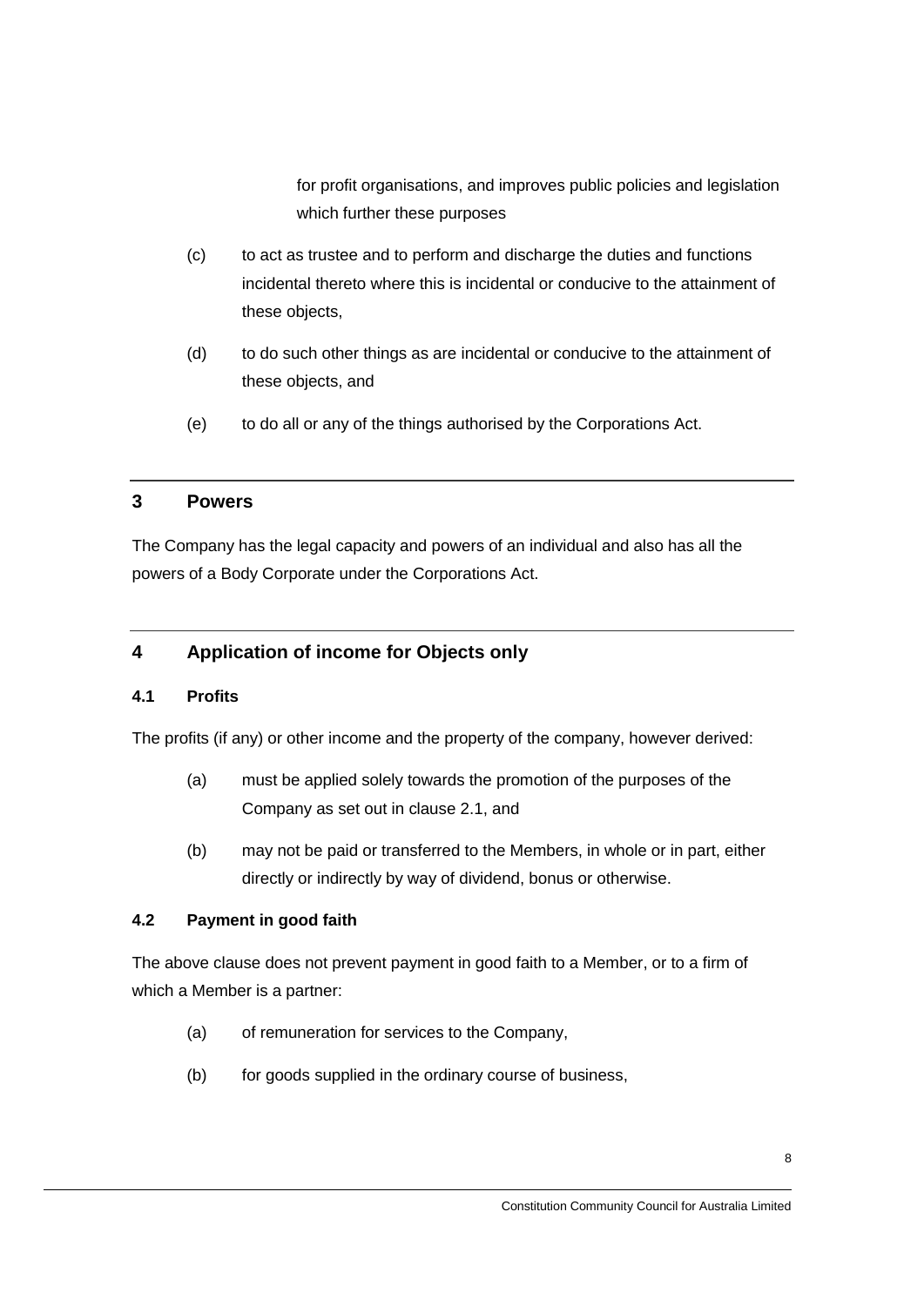for profit organisations, and improves public policies and legislation which further these purposes

(c) to act as trustee and to perform and discharge the duties and functions incidental thereto where this is incidental or conducive to the attainment of these objects,

(d) to do such other things as are incidental or conducive to the attainment of these objects, and

(e) to do all or any of the things authorised by the Corporations Act.

## 3 Powers

The Company has the legal capacity and powers of an individual and also has all the powers of a Body Corporate under the Corporations Act.

## 4 Application of income for Objects only

### 4.1 Profits

The profits (if any) or other income and the property of the company, however derived:

(a) must be applied solely towards the promotion of the purposes of the Company as set out in clause 2.1, and

(b) may not be paid or transferred to the Members, in whole or in part, either directly or indirectly by way of dividend, bonus or otherwise.

### 4.2 Payment in good faith

The above clause does not prevent payment in good faith to a Member, or to a firm of which a Member is a partner:

(a) of remuneration for services to the Company,

(b) for goods supplied in the ordinary course of business,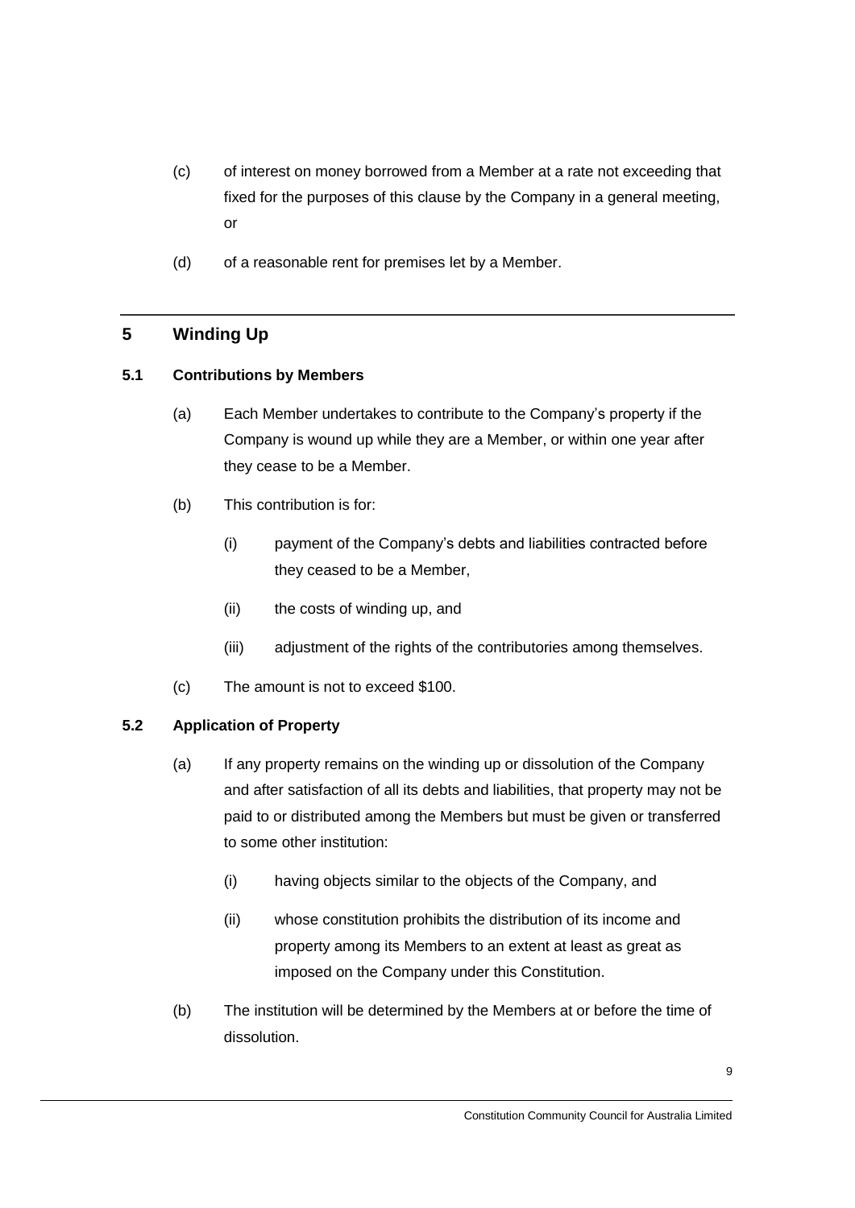(c) of interest on money borrowed from a Member at a rate not exceeding that fixed for the purposes of this clause by the Company in a general meeting, or

(d) of a reasonable rent for premises let by a Member.

## 5 Winding Up

### 5.1 Contributions by Members

(a) Each Member undertakes to contribute to the Company's property if the Company is wound up while they are a Member, or within one year after they cease to be a Member.

(b) This contribution is for:

(i) payment of the Company's debts and liabilities contracted before they ceased to be a Member,

(ii) the costs of winding up, and

(iii) adjustment of the rights of the contributories among themselves.

(c) The amount is not to exceed $100.

### 5.2 Application of Property

(a) If any property remains on the winding up or dissolution of the Company and after satisfaction of all its debts and liabilities, that property may not be paid to or distributed among the Members but must be given or transferred to some other institution:

(i) having objects similar to the objects of the Company, and

(ii) whose constitution prohibits the distribution of its income and property among its Members to an extent at least as great as imposed on the Company under this Constitution.

(b) The institution will be determined by the Members at or before the time of dissolution.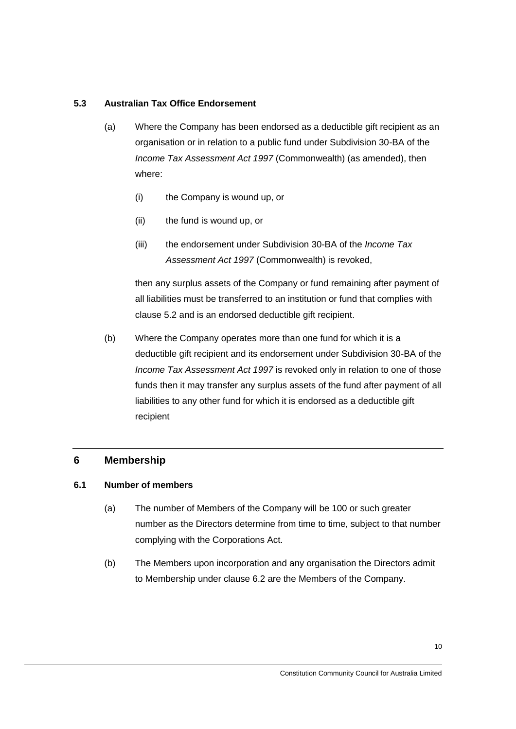### 5.3 Australian Tax Office Endorsement

(a) Where the Company has been endorsed as a deductible gift recipient as an organisation or in relation to a public fund under Subdivision 30-BA of the *Income Tax Assessment Act 1997* (Commonwealth) (as amended), then where:

(i) the Company is wound up, or

(ii) the fund is wound up, or

(iii) the endorsement under Subdivision 30-BA of the *Income Tax Assessment Act 1997* (Commonwealth) is revoked,

then any surplus assets of the Company or fund remaining after payment of all liabilities must be transferred to an institution or fund that complies with clause 5.2 and is an endorsed deductible gift recipient.

(b) Where the Company operates more than one fund for which it is a deductible gift recipient and its endorsement under Subdivision 30-BA of the *Income Tax Assessment Act 1997* is revoked only in relation to one of those funds then it may transfer any surplus assets of the fund after payment of all liabilities to any other fund for which it is endorsed as a deductible gift recipient

## 6 Membership

### 6.1 Number of members

(a) The number of Members of the Company will be 100 or such greater number as the Directors determine from time to time, subject to that number complying with the Corporations Act.

(b) The Members upon incorporation and any organisation the Directors admit to Membership under clause 6.2 are the Members of the Company.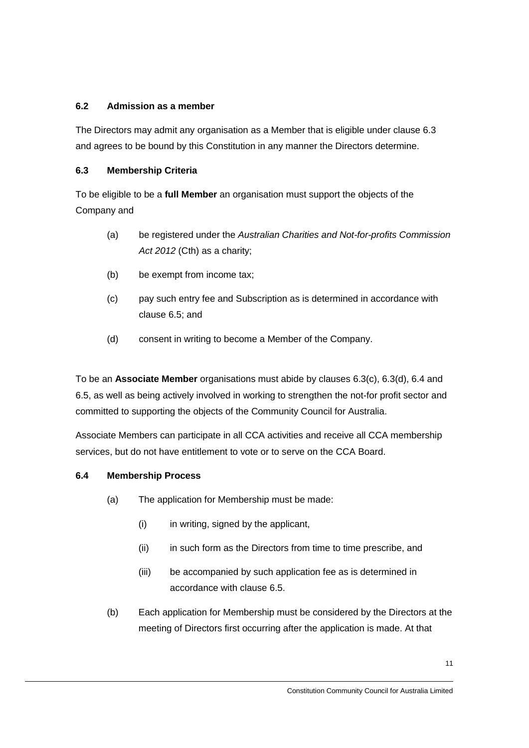### 6.2 Admission as a member

The Directors may admit any organisation as a Member that is eligible under clause 6.3 and agrees to be bound by this Constitution in any manner the Directors determine.

### 6.3 Membership Criteria

To be eligible to be a **full Member** an organisation must support the objects of the Company and

(a) be registered under the *Australian Charities and Not-for-profits Commission Act 2012* (Cth) as a charity;

(b) be exempt from income tax;

(c) pay such entry fee and Subscription as is determined in accordance with clause 6.5; and

(d) consent in writing to become a Member of the Company.

To be an **Associate Member** organisations must abide by clauses 6.3(c), 6.3(d), 6.4 and 6.5, as well as being actively involved in working to strengthen the not-for profit sector and committed to supporting the objects of the Community Council for Australia.

Associate Members can participate in all CCA activities and receive all CCA membership services, but do not have entitlement to vote or to serve on the CCA Board.

### 6.4 Membership Process

(a) The application for Membership must be made:

  (i) in writing, signed by the applicant,

  (ii) in such form as the Directors from time to time prescribe, and

  (iii) be accompanied by such application fee as is determined in accordance with clause 6.5.

(b) Each application for Membership must be considered by the Directors at the meeting of Directors first occurring after the application is made. At that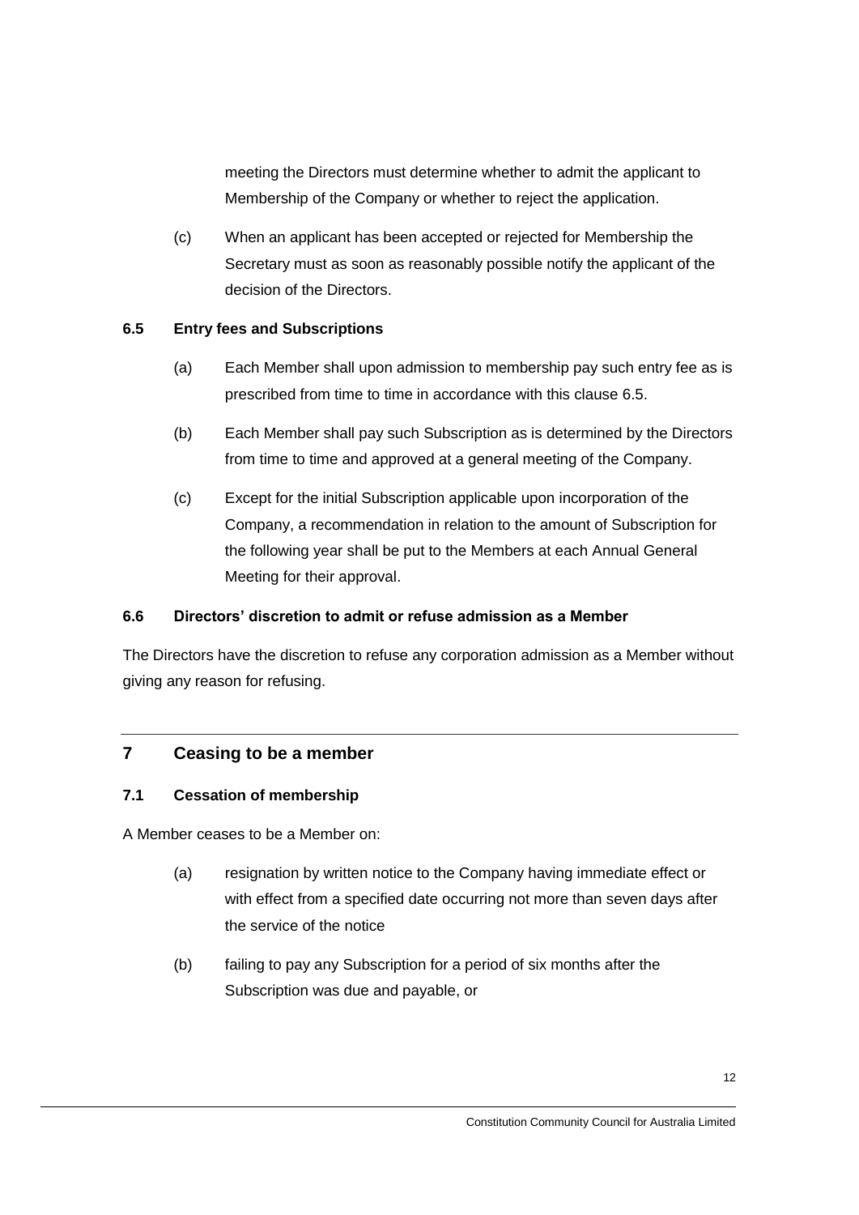meeting the Directors must determine whether to admit the applicant to Membership of the Company or whether to reject the application.

(c) When an applicant has been accepted or rejected for Membership the Secretary must as soon as reasonably possible notify the applicant of the decision of the Directors.

### 6.5 Entry fees and Subscriptions

(a) Each Member shall upon admission to membership pay such entry fee as is prescribed from time to time in accordance with this clause 6.5.

(b) Each Member shall pay such Subscription as is determined by the Directors from time to time and approved at a general meeting of the Company.

(c) Except for the initial Subscription applicable upon incorporation of the Company, a recommendation in relation to the amount of Subscription for the following year shall be put to the Members at each Annual General Meeting for their approval.

### 6.6 Directors' discretion to admit or refuse admission as a Member

The Directors have the discretion to refuse any corporation admission as a Member without giving any reason for refusing.

## 7 Ceasing to be a member

### 7.1 Cessation of membership

A Member ceases to be a Member on:

(a) resignation by written notice to the Company having immediate effect or with effect from a specified date occurring not more than seven days after the service of the notice

(b) failing to pay any Subscription for a period of six months after the Subscription was due and payable, or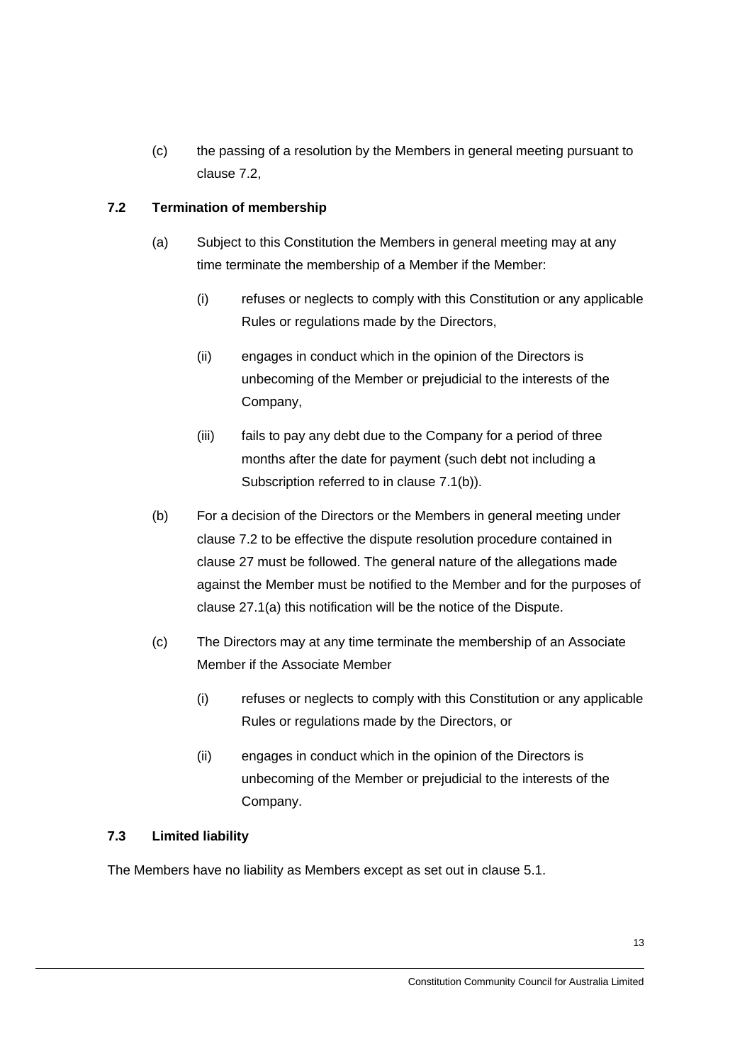(c) the passing of a resolution by the Members in general meeting pursuant to clause 7.2,

### 7.2 Termination of membership

(a) Subject to this Constitution the Members in general meeting may at any time terminate the membership of a Member if the Member:

(i) refuses or neglects to comply with this Constitution or any applicable Rules or regulations made by the Directors,

(ii) engages in conduct which in the opinion of the Directors is unbecoming of the Member or prejudicial to the interests of the Company,

(iii) fails to pay any debt due to the Company for a period of three months after the date for payment (such debt not including a Subscription referred to in clause 7.1(b)).

(b) For a decision of the Directors or the Members in general meeting under clause 7.2 to be effective the dispute resolution procedure contained in clause 27 must be followed. The general nature of the allegations made against the Member must be notified to the Member and for the purposes of clause 27.1(a) this notification will be the notice of the Dispute.

(c) The Directors may at any time terminate the membership of an Associate Member if the Associate Member

(i) refuses or neglects to comply with this Constitution or any applicable Rules or regulations made by the Directors, or

(ii) engages in conduct which in the opinion of the Directors is unbecoming of the Member or prejudicial to the interests of the Company.

### 7.3 Limited liability

The Members have no liability as Members except as set out in clause 5.1.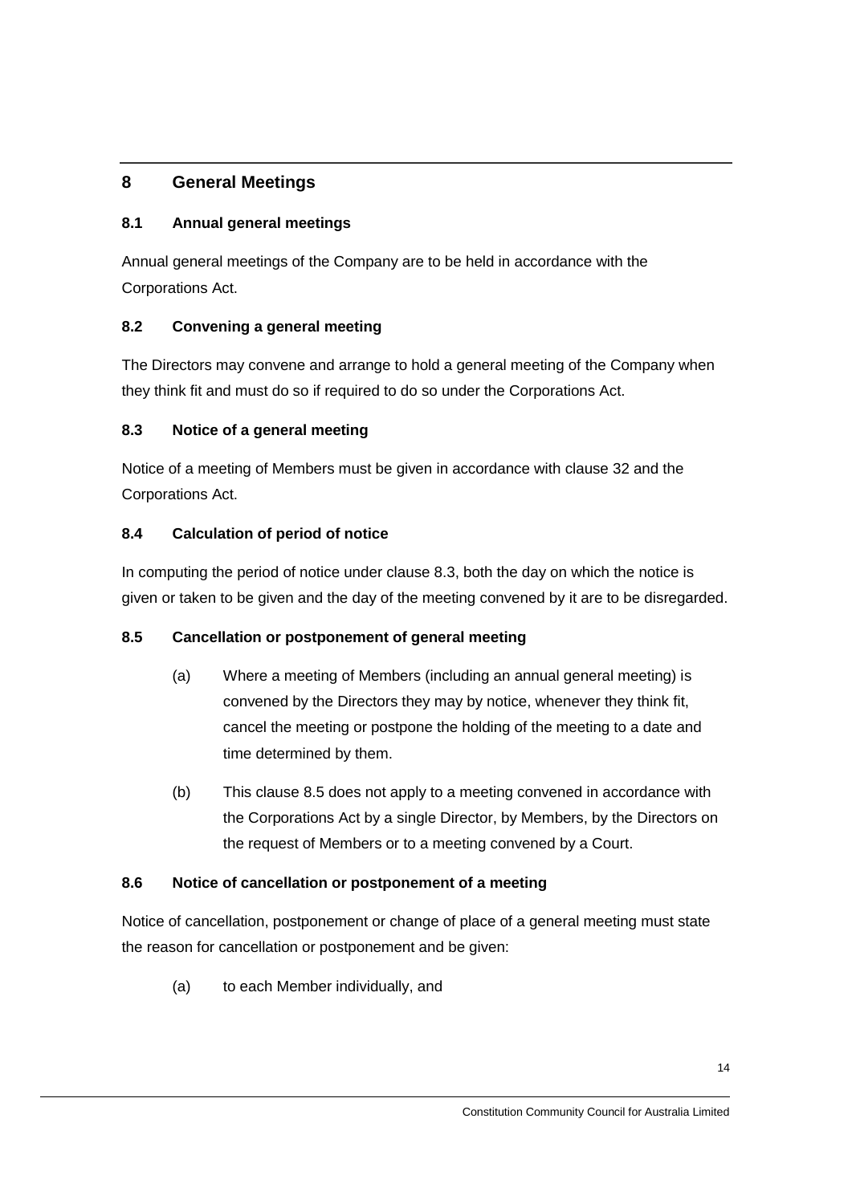## 8 General Meetings

### 8.1 Annual general meetings

Annual general meetings of the Company are to be held in accordance with the Corporations Act.

### 8.2 Convening a general meeting

The Directors may convene and arrange to hold a general meeting of the Company when they think fit and must do so if required to do so under the Corporations Act.

### 8.3 Notice of a general meeting

Notice of a meeting of Members must be given in accordance with clause 32 and the Corporations Act.

### 8.4 Calculation of period of notice

In computing the period of notice under clause 8.3, both the day on which the notice is given or taken to be given and the day of the meeting convened by it are to be disregarded.

### 8.5 Cancellation or postponement of general meeting

(a) Where a meeting of Members (including an annual general meeting) is convened by the Directors they may by notice, whenever they think fit, cancel the meeting or postpone the holding of the meeting to a date and time determined by them.

(b) This clause 8.5 does not apply to a meeting convened in accordance with the Corporations Act by a single Director, by Members, by the Directors on the request of Members or to a meeting convened by a Court.

### 8.6 Notice of cancellation or postponement of a meeting

Notice of cancellation, postponement or change of place of a general meeting must state the reason for cancellation or postponement and be given:

(a) to each Member individually, and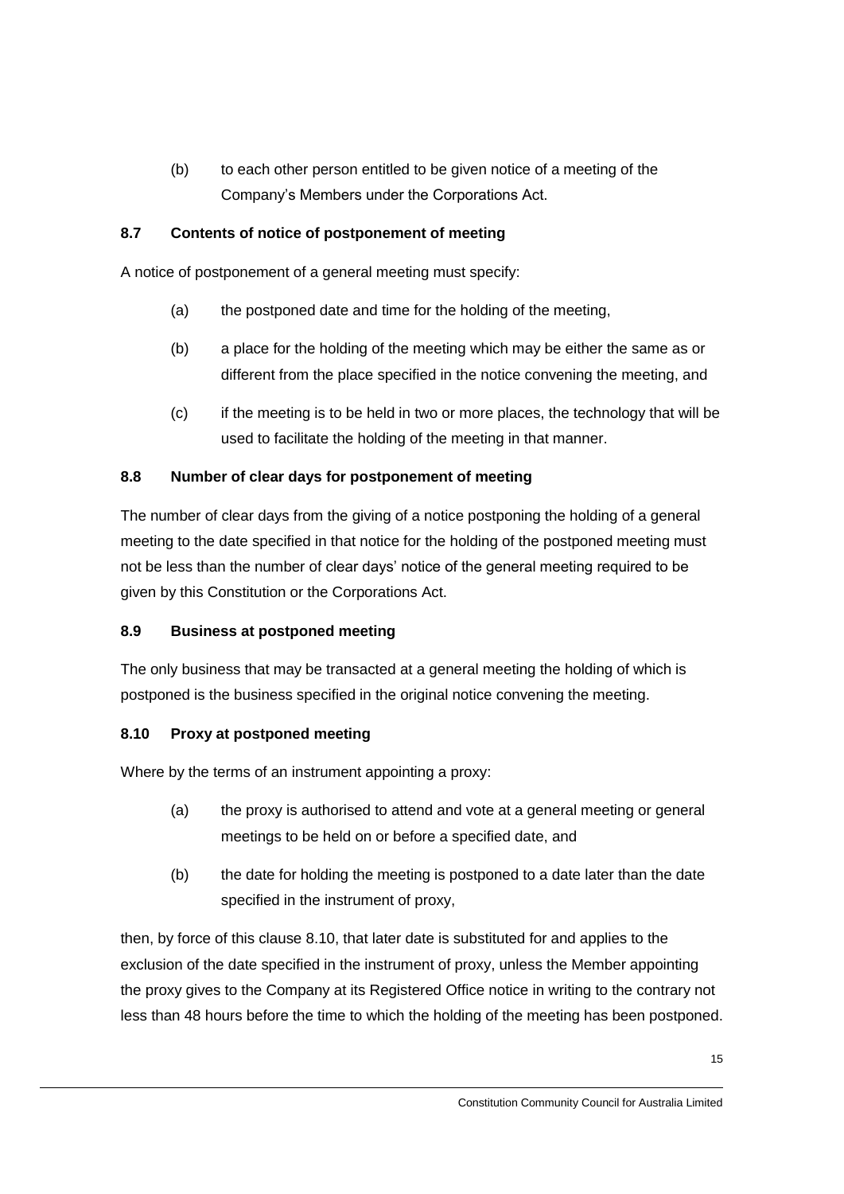(b) to each other person entitled to be given notice of a meeting of the Company's Members under the Corporations Act.

### 8.7 Contents of notice of postponement of meeting

A notice of postponement of a general meeting must specify:

(a) the postponed date and time for the holding of the meeting,

(b) a place for the holding of the meeting which may be either the same as or different from the place specified in the notice convening the meeting, and

(c) if the meeting is to be held in two or more places, the technology that will be used to facilitate the holding of the meeting in that manner.

### 8.8 Number of clear days for postponement of meeting

The number of clear days from the giving of a notice postponing the holding of a general meeting to the date specified in that notice for the holding of the postponed meeting must not be less than the number of clear days' notice of the general meeting required to be given by this Constitution or the Corporations Act.

### 8.9 Business at postponed meeting

The only business that may be transacted at a general meeting the holding of which is postponed is the business specified in the original notice convening the meeting.

### 8.10 Proxy at postponed meeting

Where by the terms of an instrument appointing a proxy:

(a) the proxy is authorised to attend and vote at a general meeting or general meetings to be held on or before a specified date, and

(b) the date for holding the meeting is postponed to a date later than the date specified in the instrument of proxy,

then, by force of this clause 8.10, that later date is substituted for and applies to the exclusion of the date specified in the instrument of proxy, unless the Member appointing the proxy gives to the Company at its Registered Office notice in writing to the contrary not less than 48 hours before the time to which the holding of the meeting has been postponed.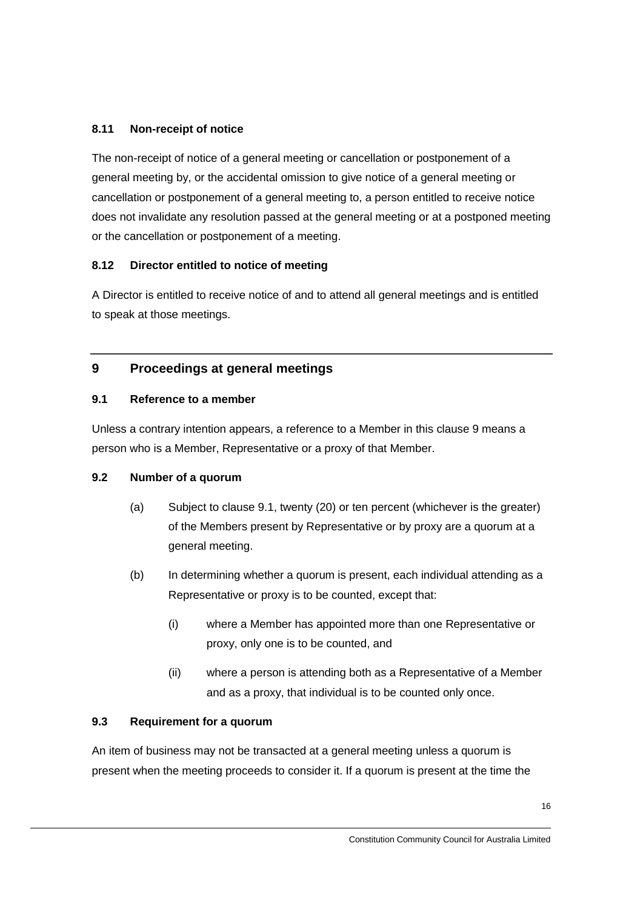### 8.11 Non-receipt of notice

The non-receipt of notice of a general meeting or cancellation or postponement of a general meeting by, or the accidental omission to give notice of a general meeting or cancellation or postponement of a general meeting to, a person entitled to receive notice does not invalidate any resolution passed at the general meeting or at a postponed meeting or the cancellation or postponement of a meeting.

### 8.12 Director entitled to notice of meeting

A Director is entitled to receive notice of and to attend all general meetings and is entitled to speak at those meetings.

## 9 Proceedings at general meetings

### 9.1 Reference to a member

Unless a contrary intention appears, a reference to a Member in this clause 9 means a person who is a Member, Representative or a proxy of that Member.

### 9.2 Number of a quorum

(a) Subject to clause 9.1, twenty (20) or ten percent (whichever is the greater) of the Members present by Representative or by proxy are a quorum at a general meeting.

(b) In determining whether a quorum is present, each individual attending as a Representative or proxy is to be counted, except that:

  (i) where a Member has appointed more than one Representative or proxy, only one is to be counted, and

  (ii) where a person is attending both as a Representative of a Member and as a proxy, that individual is to be counted only once.

### 9.3 Requirement for a quorum

An item of business may not be transacted at a general meeting unless a quorum is present when the meeting proceeds to consider it. If a quorum is present at the time the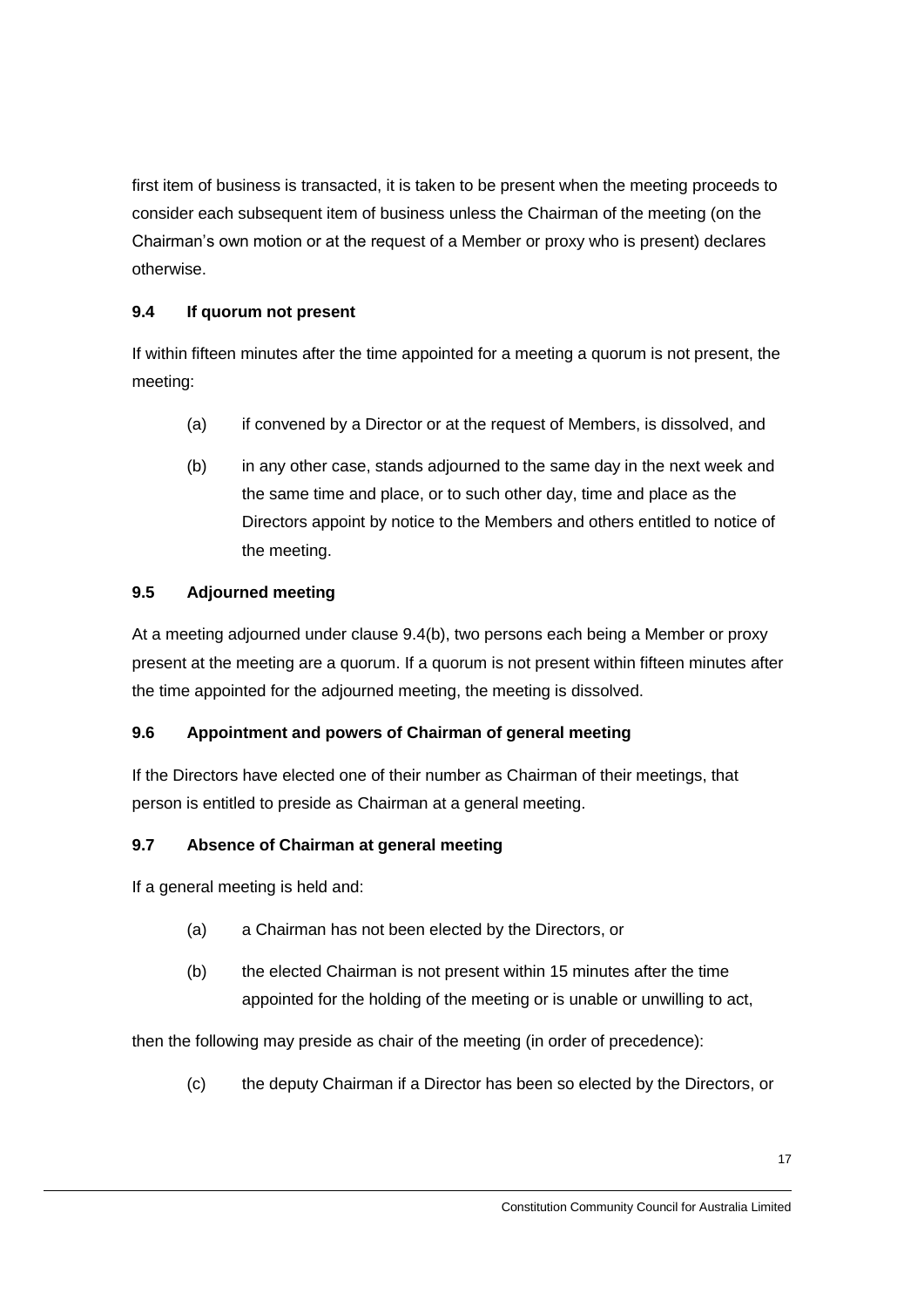first item of business is transacted, it is taken to be present when the meeting proceeds to consider each subsequent item of business unless the Chairman of the meeting (on the Chairman's own motion or at the request of a Member or proxy who is present) declares otherwise.

### 9.4 If quorum not present

If within fifteen minutes after the time appointed for a meeting a quorum is not present, the meeting:

(a) if convened by a Director or at the request of Members, is dissolved, and

(b) in any other case, stands adjourned to the same day in the next week and the same time and place, or to such other day, time and place as the Directors appoint by notice to the Members and others entitled to notice of the meeting.

### 9.5 Adjourned meeting

At a meeting adjourned under clause 9.4(b), two persons each being a Member or proxy present at the meeting are a quorum. If a quorum is not present within fifteen minutes after the time appointed for the adjourned meeting, the meeting is dissolved.

### 9.6 Appointment and powers of Chairman of general meeting

If the Directors have elected one of their number as Chairman of their meetings, that person is entitled to preside as Chairman at a general meeting.

### 9.7 Absence of Chairman at general meeting

If a general meeting is held and:

(a) a Chairman has not been elected by the Directors, or

(b) the elected Chairman is not present within 15 minutes after the time appointed for the holding of the meeting or is unable or unwilling to act,

then the following may preside as chair of the meeting (in order of precedence):

(c) the deputy Chairman if a Director has been so elected by the Directors, or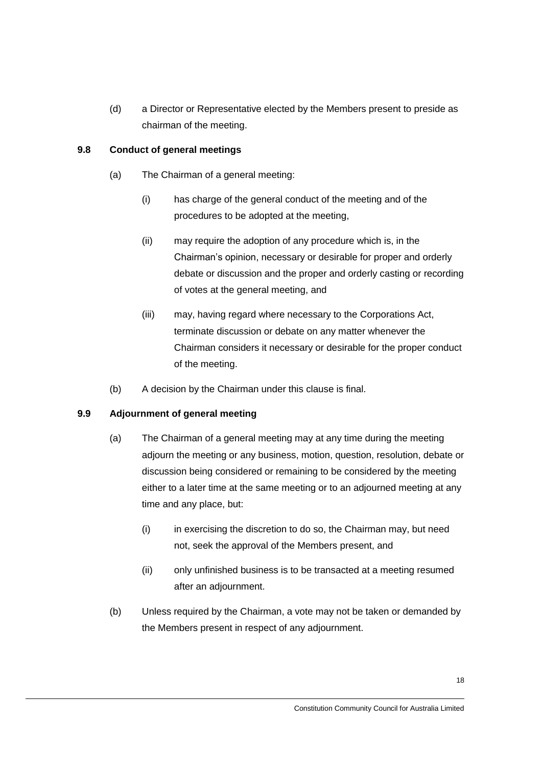(d) a Director or Representative elected by the Members present to preside as chairman of the meeting.

### 9.8 Conduct of general meetings

(a) The Chairman of a general meeting:

(i) has charge of the general conduct of the meeting and of the procedures to be adopted at the meeting,

(ii) may require the adoption of any procedure which is, in the Chairman's opinion, necessary or desirable for proper and orderly debate or discussion and the proper and orderly casting or recording of votes at the general meeting, and

(iii) may, having regard where necessary to the Corporations Act, terminate discussion or debate on any matter whenever the Chairman considers it necessary or desirable for the proper conduct of the meeting.

(b) A decision by the Chairman under this clause is final.

### 9.9 Adjournment of general meeting

(a) The Chairman of a general meeting may at any time during the meeting adjourn the meeting or any business, motion, question, resolution, debate or discussion being considered or remaining to be considered by the meeting either to a later time at the same meeting or to an adjourned meeting at any time and any place, but:

(i) in exercising the discretion to do so, the Chairman may, but need not, seek the approval of the Members present, and

(ii) only unfinished business is to be transacted at a meeting resumed after an adjournment.

(b) Unless required by the Chairman, a vote may not be taken or demanded by the Members present in respect of any adjournment.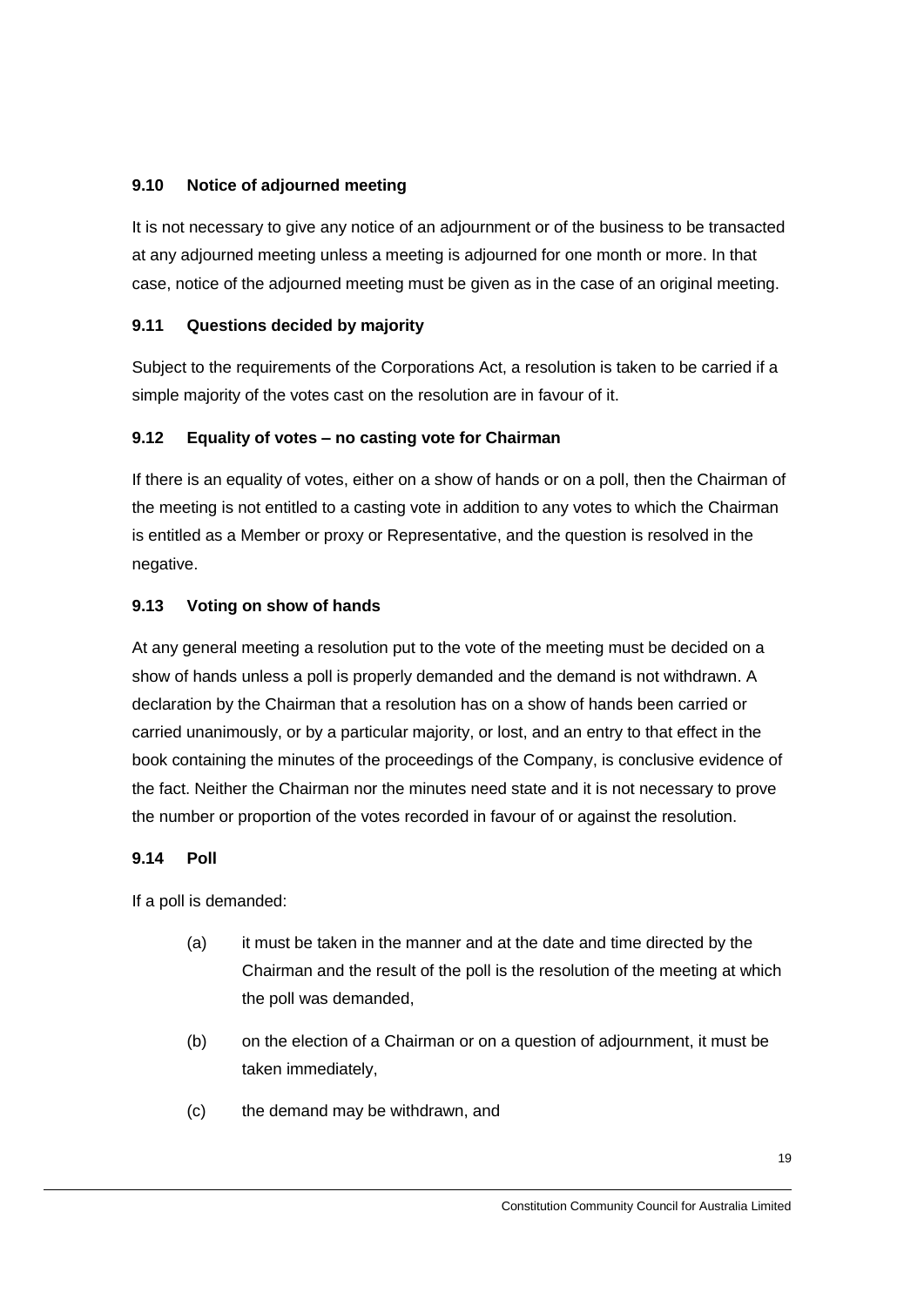### 9.10 Notice of adjourned meeting

It is not necessary to give any notice of an adjournment or of the business to be transacted at any adjourned meeting unless a meeting is adjourned for one month or more. In that case, notice of the adjourned meeting must be given as in the case of an original meeting.

### 9.11 Questions decided by majority

Subject to the requirements of the Corporations Act, a resolution is taken to be carried if a simple majority of the votes cast on the resolution are in favour of it.

### 9.12 Equality of votes – no casting vote for Chairman

If there is an equality of votes, either on a show of hands or on a poll, then the Chairman of the meeting is not entitled to a casting vote in addition to any votes to which the Chairman is entitled as a Member or proxy or Representative, and the question is resolved in the negative.

### 9.13 Voting on show of hands

At any general meeting a resolution put to the vote of the meeting must be decided on a show of hands unless a poll is properly demanded and the demand is not withdrawn. A declaration by the Chairman that a resolution has on a show of hands been carried or carried unanimously, or by a particular majority, or lost, and an entry to that effect in the book containing the minutes of the proceedings of the Company, is conclusive evidence of the fact. Neither the Chairman nor the minutes need state and it is not necessary to prove the number or proportion of the votes recorded in favour of or against the resolution.

### 9.14 Poll

If a poll is demanded:

(a) it must be taken in the manner and at the date and time directed by the Chairman and the result of the poll is the resolution of the meeting at which the poll was demanded,

(b) on the election of a Chairman or on a question of adjournment, it must be taken immediately,

(c) the demand may be withdrawn, and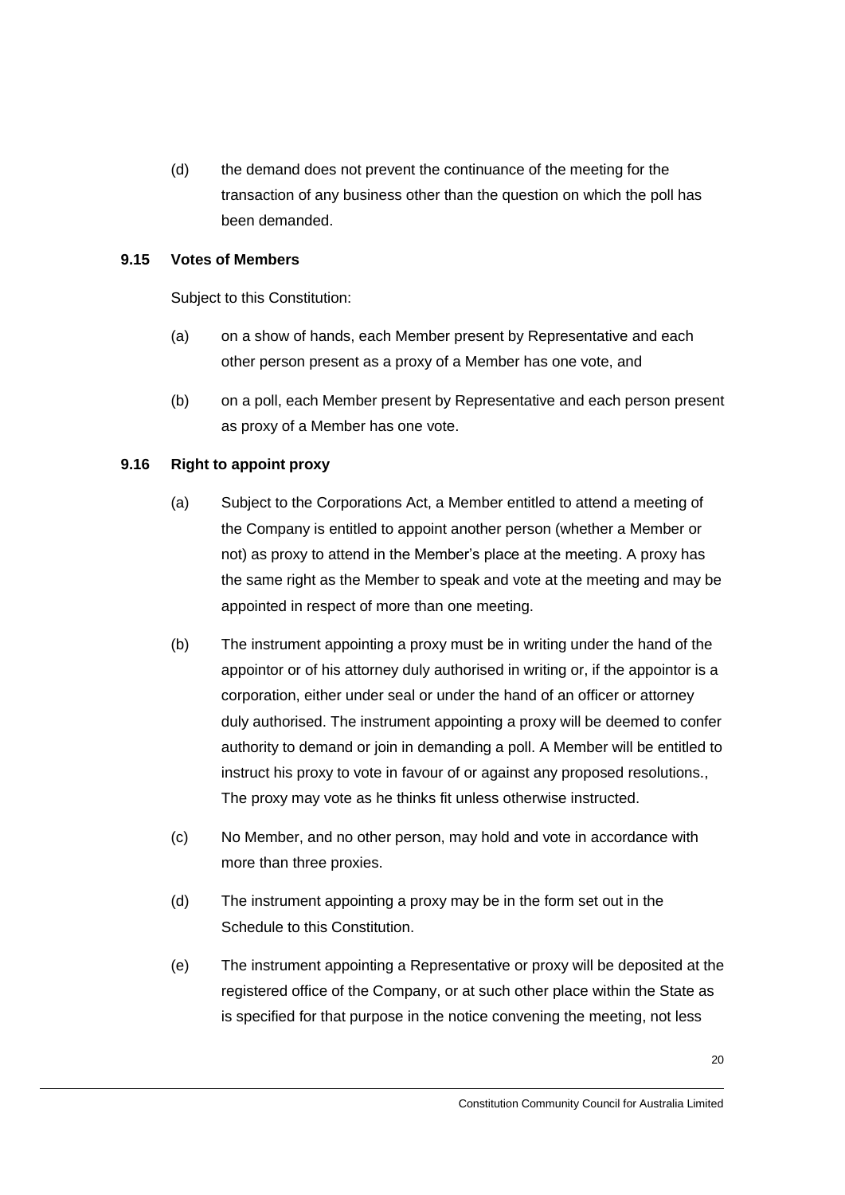(d) the demand does not prevent the continuance of the meeting for the transaction of any business other than the question on which the poll has been demanded.

### 9.15 Votes of Members

Subject to this Constitution:

(a) on a show of hands, each Member present by Representative and each other person present as a proxy of a Member has one vote, and

(b) on a poll, each Member present by Representative and each person present as proxy of a Member has one vote.

### 9.16 Right to appoint proxy

(a) Subject to the Corporations Act, a Member entitled to attend a meeting of the Company is entitled to appoint another person (whether a Member or not) as proxy to attend in the Member's place at the meeting. A proxy has the same right as the Member to speak and vote at the meeting and may be appointed in respect of more than one meeting.

(b) The instrument appointing a proxy must be in writing under the hand of the appointor or of his attorney duly authorised in writing or, if the appointor is a corporation, either under seal or under the hand of an officer or attorney duly authorised. The instrument appointing a proxy will be deemed to confer authority to demand or join in demanding a poll. A Member will be entitled to instruct his proxy to vote in favour of or against any proposed resolutions., The proxy may vote as he thinks fit unless otherwise instructed.

(c) No Member, and no other person, may hold and vote in accordance with more than three proxies.

(d) The instrument appointing a proxy may be in the form set out in the Schedule to this Constitution.

(e) The instrument appointing a Representative or proxy will be deposited at the registered office of the Company, or at such other place within the State as is specified for that purpose in the notice convening the meeting, not less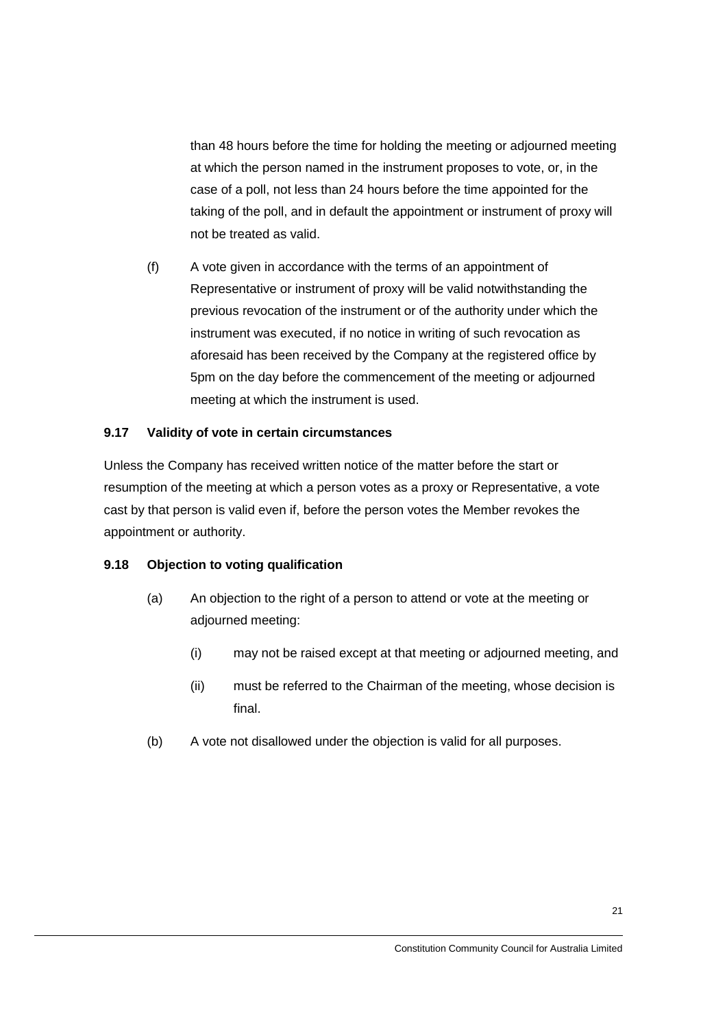than 48 hours before the time for holding the meeting or adjourned meeting at which the person named in the instrument proposes to vote, or, in the case of a poll, not less than 24 hours before the time appointed for the taking of the poll, and in default the appointment or instrument of proxy will not be treated as valid.

(f) A vote given in accordance with the terms of an appointment of Representative or instrument of proxy will be valid notwithstanding the previous revocation of the instrument or of the authority under which the instrument was executed, if no notice in writing of such revocation as aforesaid has been received by the Company at the registered office by 5pm on the day before the commencement of the meeting or adjourned meeting at which the instrument is used.

### 9.17 Validity of vote in certain circumstances

Unless the Company has received written notice of the matter before the start or resumption of the meeting at which a person votes as a proxy or Representative, a vote cast by that person is valid even if, before the person votes the Member revokes the appointment or authority.

### 9.18 Objection to voting qualification

(a) An objection to the right of a person to attend or vote at the meeting or adjourned meeting:

(i) may not be raised except at that meeting or adjourned meeting, and

(ii) must be referred to the Chairman of the meeting, whose decision is final.

(b) A vote not disallowed under the objection is valid for all purposes.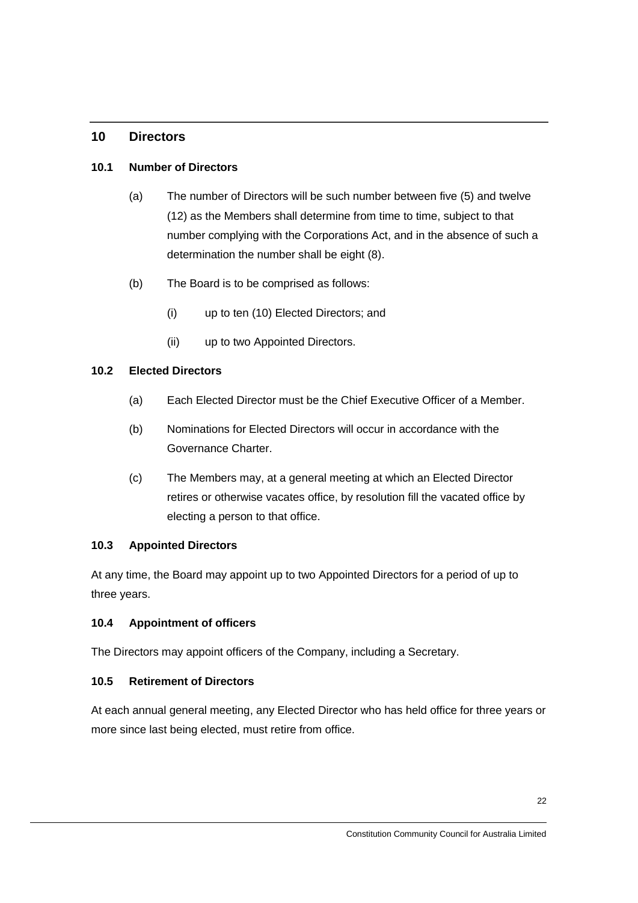## 10 Directors

### 10.1 Number of Directors

(a) The number of Directors will be such number between five (5) and twelve (12) as the Members shall determine from time to time, subject to that number complying with the Corporations Act, and in the absence of such a determination the number shall be eight (8).

(b) The Board is to be comprised as follows:

(i) up to ten (10) Elected Directors; and

(ii) up to two Appointed Directors.

### 10.2 Elected Directors

(a) Each Elected Director must be the Chief Executive Officer of a Member.

(b) Nominations for Elected Directors will occur in accordance with the Governance Charter.

(c) The Members may, at a general meeting at which an Elected Director retires or otherwise vacates office, by resolution fill the vacated office by electing a person to that office.

### 10.3 Appointed Directors

At any time, the Board may appoint up to two Appointed Directors for a period of up to three years.

### 10.4 Appointment of officers

The Directors may appoint officers of the Company, including a Secretary.

### 10.5 Retirement of Directors

At each annual general meeting, any Elected Director who has held office for three years or more since last being elected, must retire from office.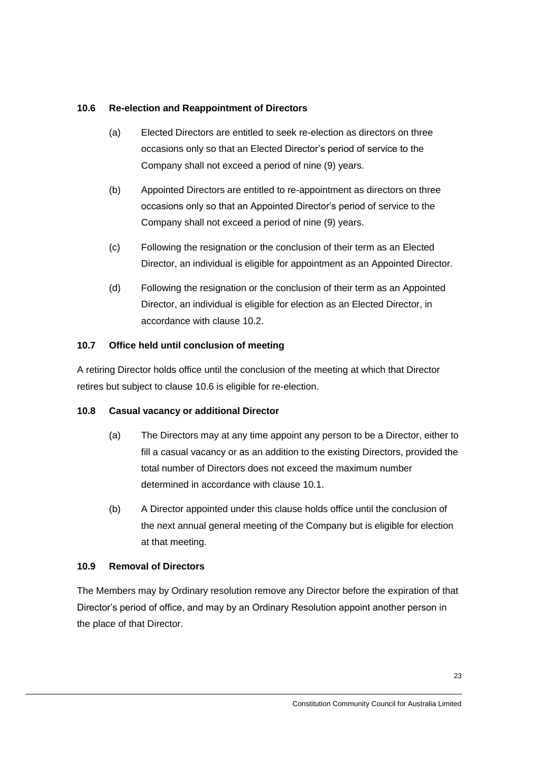### 10.6 Re-election and Reappointment of Directors

(a) Elected Directors are entitled to seek re-election as directors on three occasions only so that an Elected Director's period of service to the Company shall not exceed a period of nine (9) years.

(b) Appointed Directors are entitled to re-appointment as directors on three occasions only so that an Appointed Director's period of service to the Company shall not exceed a period of nine (9) years.

(c) Following the resignation or the conclusion of their term as an Elected Director, an individual is eligible for appointment as an Appointed Director.

(d) Following the resignation or the conclusion of their term as an Appointed Director, an individual is eligible for election as an Elected Director, in accordance with clause 10.2.

### 10.7 Office held until conclusion of meeting

A retiring Director holds office until the conclusion of the meeting at which that Director retires but subject to clause 10.6 is eligible for re-election.

### 10.8 Casual vacancy or additional Director

(a) The Directors may at any time appoint any person to be a Director, either to fill a casual vacancy or as an addition to the existing Directors, provided the total number of Directors does not exceed the maximum number determined in accordance with clause 10.1.

(b) A Director appointed under this clause holds office until the conclusion of the next annual general meeting of the Company but is eligible for election at that meeting.

### 10.9 Removal of Directors

The Members may by Ordinary resolution remove any Director before the expiration of that Director's period of office, and may by an Ordinary Resolution appoint another person in the place of that Director.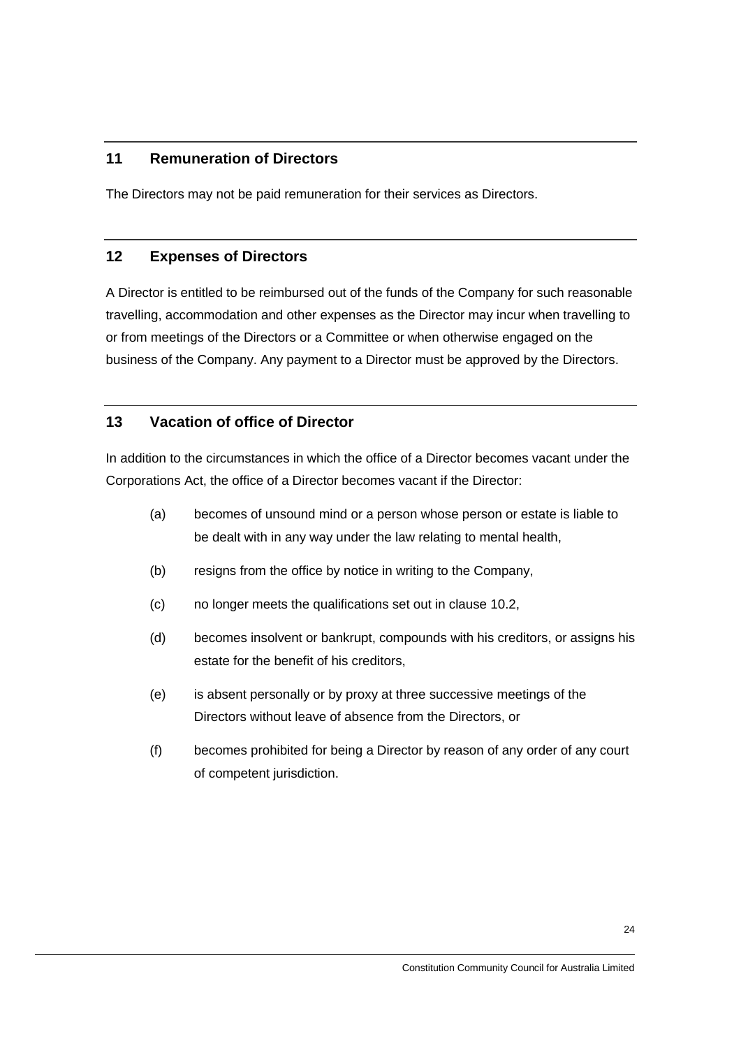## 11 Remuneration of Directors

The Directors may not be paid remuneration for their services as Directors.

## 12 Expenses of Directors

A Director is entitled to be reimbursed out of the funds of the Company for such reasonable travelling, accommodation and other expenses as the Director may incur when travelling to or from meetings of the Directors or a Committee or when otherwise engaged on the business of the Company. Any payment to a Director must be approved by the Directors.

## 13 Vacation of office of Director

In addition to the circumstances in which the office of a Director becomes vacant under the Corporations Act, the office of a Director becomes vacant if the Director:

(a) becomes of unsound mind or a person whose person or estate is liable to be dealt with in any way under the law relating to mental health,

(b) resigns from the office by notice in writing to the Company,

(c) no longer meets the qualifications set out in clause 10.2,

(d) becomes insolvent or bankrupt, compounds with his creditors, or assigns his estate for the benefit of his creditors,

(e) is absent personally or by proxy at three successive meetings of the Directors without leave of absence from the Directors, or

(f) becomes prohibited for being a Director by reason of any order of any court of competent jurisdiction.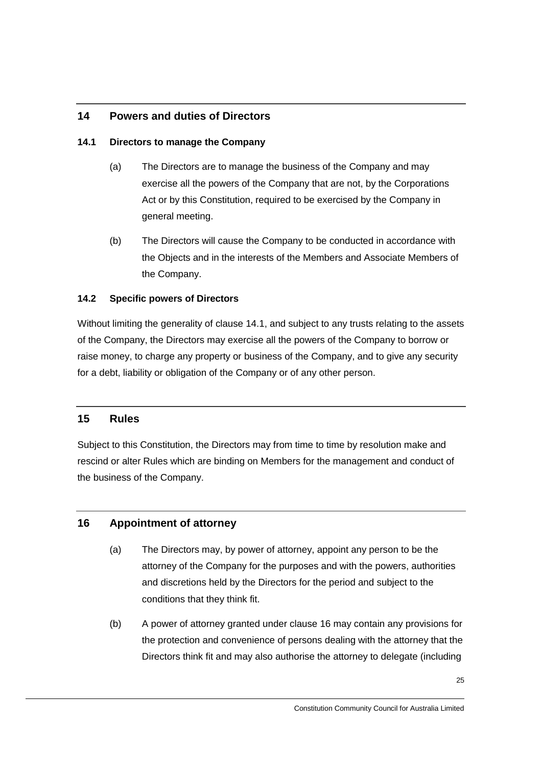## 14 Powers and duties of Directors

### 14.1 Directors to manage the Company

(a) The Directors are to manage the business of the Company and may exercise all the powers of the Company that are not, by the Corporations Act or by this Constitution, required to be exercised by the Company in general meeting.

(b) The Directors will cause the Company to be conducted in accordance with the Objects and in the interests of the Members and Associate Members of the Company.

### 14.2 Specific powers of Directors

Without limiting the generality of clause 14.1, and subject to any trusts relating to the assets of the Company, the Directors may exercise all the powers of the Company to borrow or raise money, to charge any property or business of the Company, and to give any security for a debt, liability or obligation of the Company or of any other person.

## 15 Rules

Subject to this Constitution, the Directors may from time to time by resolution make and rescind or alter Rules which are binding on Members for the management and conduct of the business of the Company.

## 16 Appointment of attorney

(a) The Directors may, by power of attorney, appoint any person to be the attorney of the Company for the purposes and with the powers, authorities and discretions held by the Directors for the period and subject to the conditions that they think fit.

(b) A power of attorney granted under clause 16 may contain any provisions for the protection and convenience of persons dealing with the attorney that the Directors think fit and may also authorise the attorney to delegate (including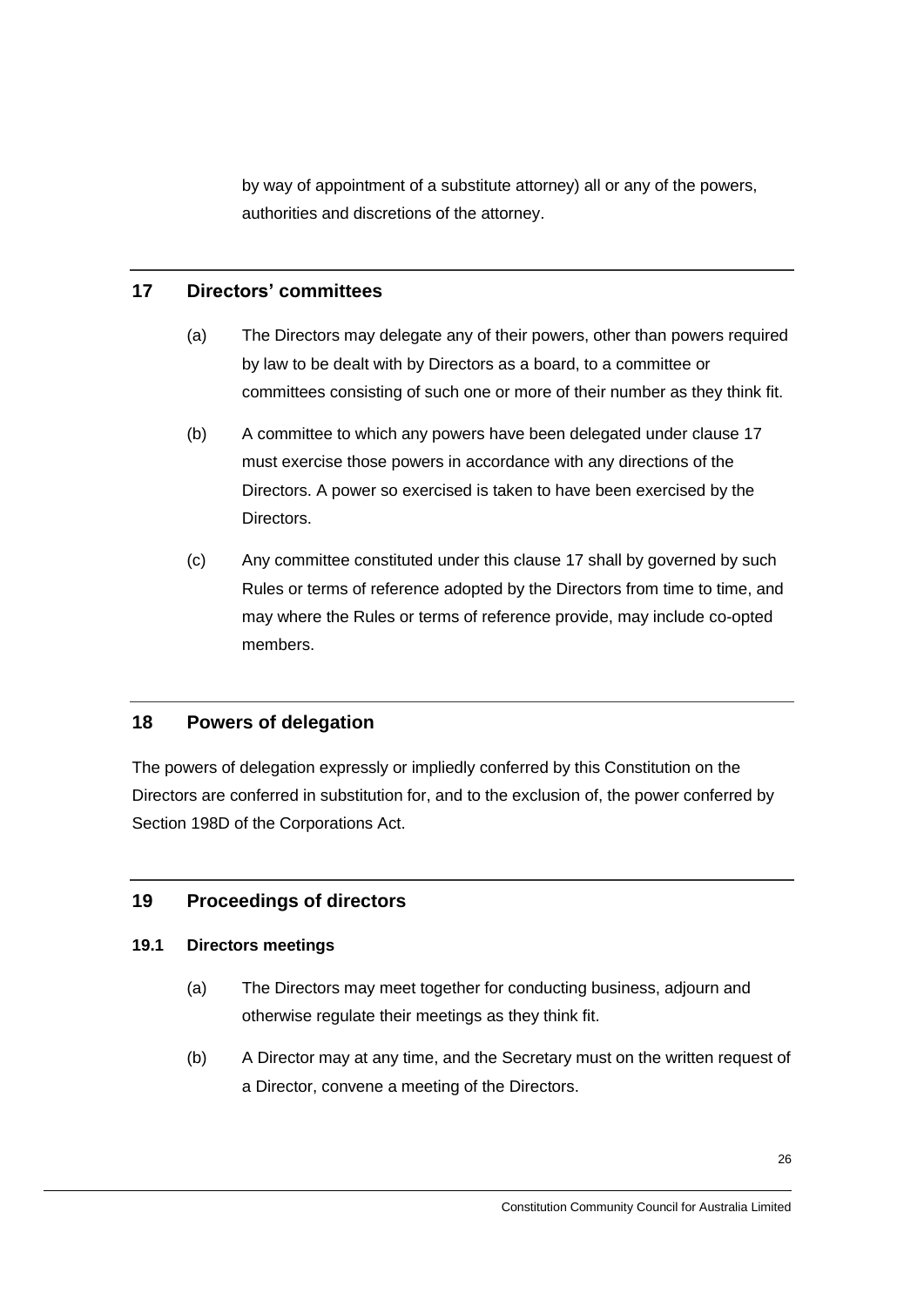by way of appointment of a substitute attorney) all or any of the powers, authorities and discretions of the attorney.

## 17 Directors' committees

(a) The Directors may delegate any of their powers, other than powers required by law to be dealt with by Directors as a board, to a committee or committees consisting of such one or more of their number as they think fit.

(b) A committee to which any powers have been delegated under clause 17 must exercise those powers in accordance with any directions of the Directors. A power so exercised is taken to have been exercised by the Directors.

(c) Any committee constituted under this clause 17 shall by governed by such Rules or terms of reference adopted by the Directors from time to time, and may where the Rules or terms of reference provide, may include co-opted members.

## 18 Powers of delegation

The powers of delegation expressly or impliedly conferred by this Constitution on the Directors are conferred in substitution for, and to the exclusion of, the power conferred by Section 198D of the Corporations Act.

## 19 Proceedings of directors

### 19.1 Directors meetings

(a) The Directors may meet together for conducting business, adjourn and otherwise regulate their meetings as they think fit.

(b) A Director may at any time, and the Secretary must on the written request of a Director, convene a meeting of the Directors.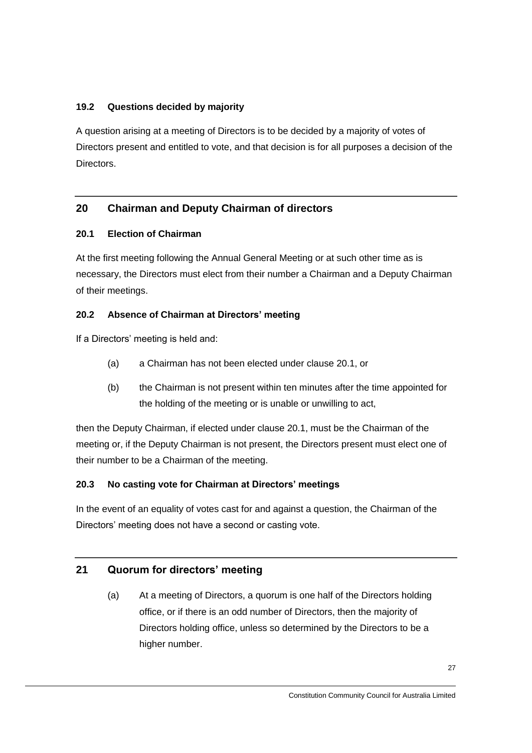### 19.2 Questions decided by majority

A question arising at a meeting of Directors is to be decided by a majority of votes of Directors present and entitled to vote, and that decision is for all purposes a decision of the Directors.

## 20 Chairman and Deputy Chairman of directors

### 20.1 Election of Chairman

At the first meeting following the Annual General Meeting or at such other time as is necessary, the Directors must elect from their number a Chairman and a Deputy Chairman of their meetings.

### 20.2 Absence of Chairman at Directors' meeting

If a Directors' meeting is held and:

(a) a Chairman has not been elected under clause 20.1, or

(b) the Chairman is not present within ten minutes after the time appointed for the holding of the meeting or is unable or unwilling to act,

then the Deputy Chairman, if elected under clause 20.1, must be the Chairman of the meeting or, if the Deputy Chairman is not present, the Directors present must elect one of their number to be a Chairman of the meeting.

### 20.3 No casting vote for Chairman at Directors' meetings

In the event of an equality of votes cast for and against a question, the Chairman of the Directors' meeting does not have a second or casting vote.

## 21 Quorum for directors' meeting

(a) At a meeting of Directors, a quorum is one half of the Directors holding office, or if there is an odd number of Directors, then the majority of Directors holding office, unless so determined by the Directors to be a higher number.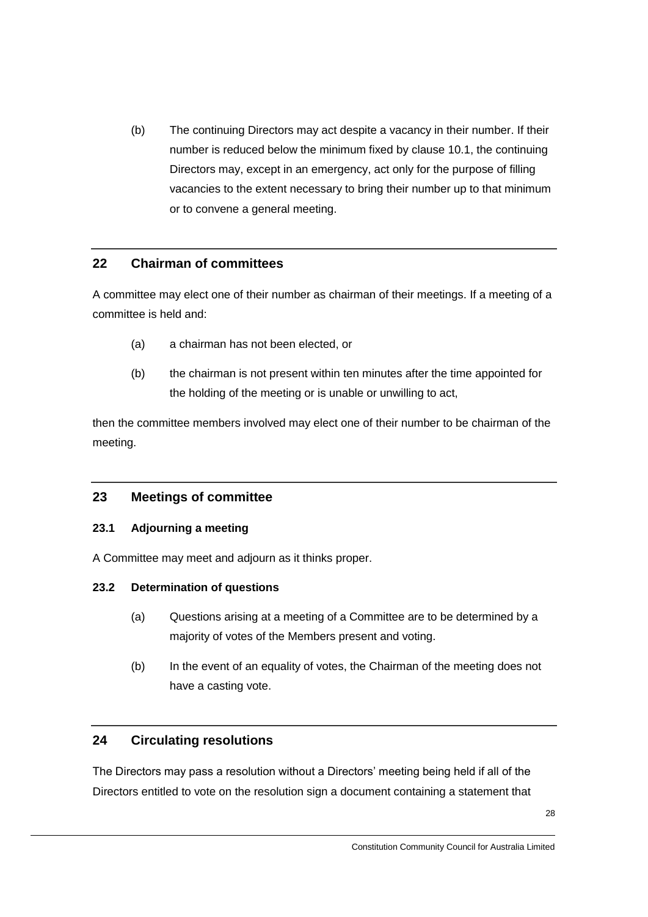(b) The continuing Directors may act despite a vacancy in their number. If their number is reduced below the minimum fixed by clause 10.1, the continuing Directors may, except in an emergency, act only for the purpose of filling vacancies to the extent necessary to bring their number up to that minimum or to convene a general meeting.

## 22 Chairman of committees

A committee may elect one of their number as chairman of their meetings. If a meeting of a committee is held and:

(a) a chairman has not been elected, or

(b) the chairman is not present within ten minutes after the time appointed for the holding of the meeting or is unable or unwilling to act,

then the committee members involved may elect one of their number to be chairman of the meeting.

## 23 Meetings of committee

### 23.1 Adjourning a meeting

A Committee may meet and adjourn as it thinks proper.

### 23.2 Determination of questions

(a) Questions arising at a meeting of a Committee are to be determined by a majority of votes of the Members present and voting.

(b) In the event of an equality of votes, the Chairman of the meeting does not have a casting vote.

## 24 Circulating resolutions

The Directors may pass a resolution without a Directors' meeting being held if all of the Directors entitled to vote on the resolution sign a document containing a statement that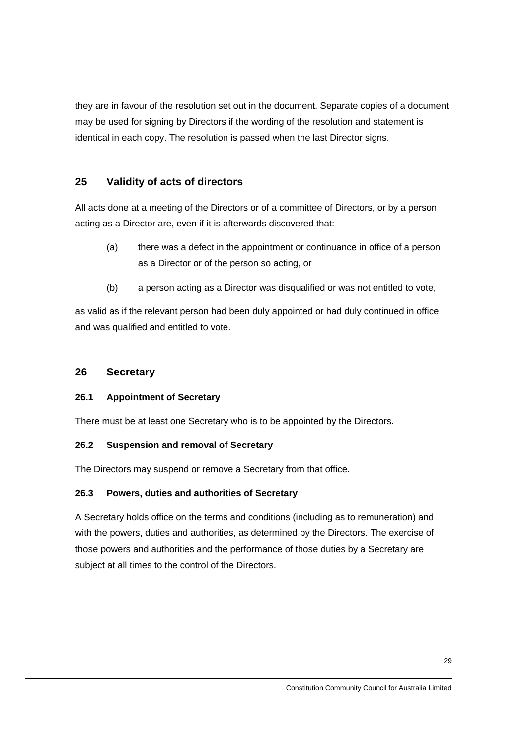they are in favour of the resolution set out in the document. Separate copies of a document may be used for signing by Directors if the wording of the resolution and statement is identical in each copy. The resolution is passed when the last Director signs.

## 25 Validity of acts of directors

All acts done at a meeting of the Directors or of a committee of Directors, or by a person acting as a Director are, even if it is afterwards discovered that:

(a) there was a defect in the appointment or continuance in office of a person as a Director or of the person so acting, or

(b) a person acting as a Director was disqualified or was not entitled to vote,

as valid as if the relevant person had been duly appointed or had duly continued in office and was qualified and entitled to vote.

## 26 Secretary

### 26.1 Appointment of Secretary

There must be at least one Secretary who is to be appointed by the Directors.

### 26.2 Suspension and removal of Secretary

The Directors may suspend or remove a Secretary from that office.

### 26.3 Powers, duties and authorities of Secretary

A Secretary holds office on the terms and conditions (including as to remuneration) and with the powers, duties and authorities, as determined by the Directors. The exercise of those powers and authorities and the performance of those duties by a Secretary are subject at all times to the control of the Directors.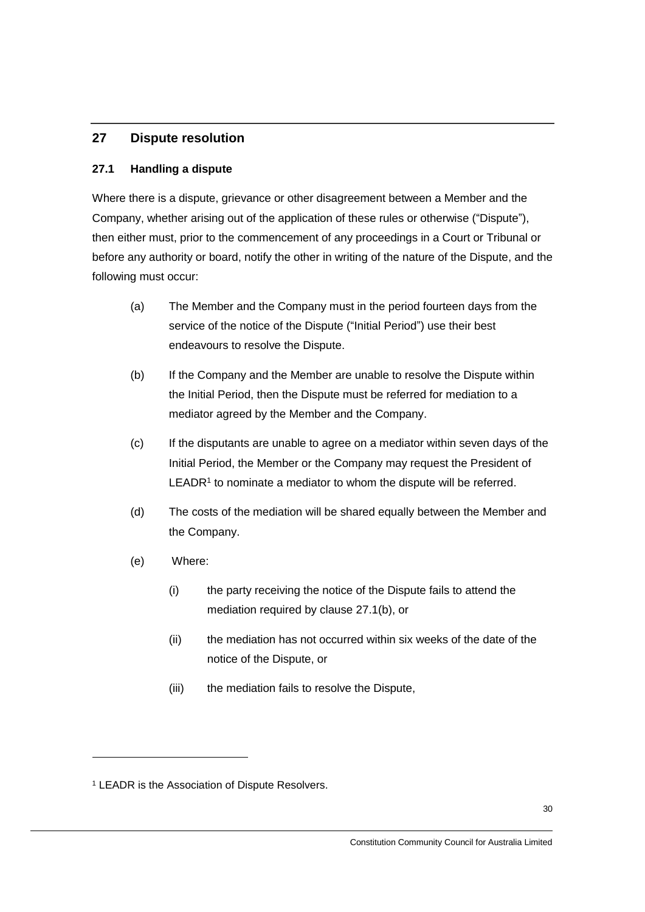## 27 Dispute resolution

### 27.1 Handling a dispute

Where there is a dispute, grievance or other disagreement between a Member and the Company, whether arising out of the application of these rules or otherwise ("Dispute"), then either must, prior to the commencement of any proceedings in a Court or Tribunal or before any authority or board, notify the other in writing of the nature of the Dispute, and the following must occur:

(a) The Member and the Company must in the period fourteen days from the service of the notice of the Dispute ("Initial Period") use their best endeavours to resolve the Dispute.

(b) If the Company and the Member are unable to resolve the Dispute within the Initial Period, then the Dispute must be referred for mediation to a mediator agreed by the Member and the Company.

(c) If the disputants are unable to agree on a mediator within seven days of the Initial Period, the Member or the Company may request the President of LEADR[1] to nominate a mediator to whom the dispute will be referred.

(d) The costs of the mediation will be shared equally between the Member and the Company.

(e) Where:

(i) the party receiving the notice of the Dispute fails to attend the mediation required by clause 27.1(b), or

(ii) the mediation has not occurred within six weeks of the date of the notice of the Dispute, or

(iii) the mediation fails to resolve the Dispute,

---

[1] LEADR is the Association of Dispute Resolvers.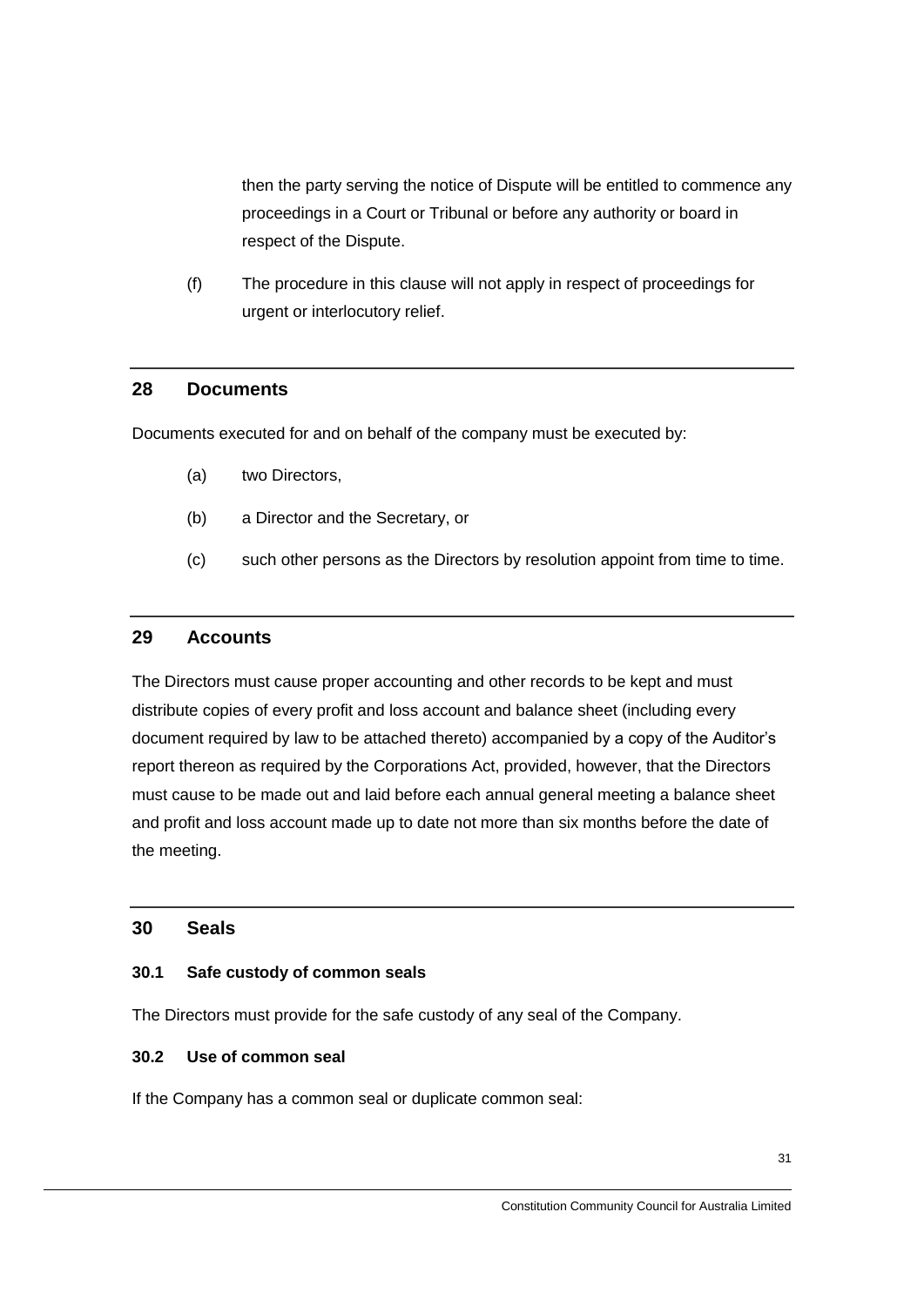then the party serving the notice of Dispute will be entitled to commence any proceedings in a Court or Tribunal or before any authority or board in respect of the Dispute.

(f) The procedure in this clause will not apply in respect of proceedings for urgent or interlocutory relief.

## 28 Documents

Documents executed for and on behalf of the company must be executed by:

(a) two Directors,

(b) a Director and the Secretary, or

(c) such other persons as the Directors by resolution appoint from time to time.

## 29 Accounts

The Directors must cause proper accounting and other records to be kept and must distribute copies of every profit and loss account and balance sheet (including every document required by law to be attached thereto) accompanied by a copy of the Auditor's report thereon as required by the Corporations Act, provided, however, that the Directors must cause to be made out and laid before each annual general meeting a balance sheet and profit and loss account made up to date not more than six months before the date of the meeting.

## 30 Seals

### 30.1 Safe custody of common seals

The Directors must provide for the safe custody of any seal of the Company.

### 30.2 Use of common seal

If the Company has a common seal or duplicate common seal: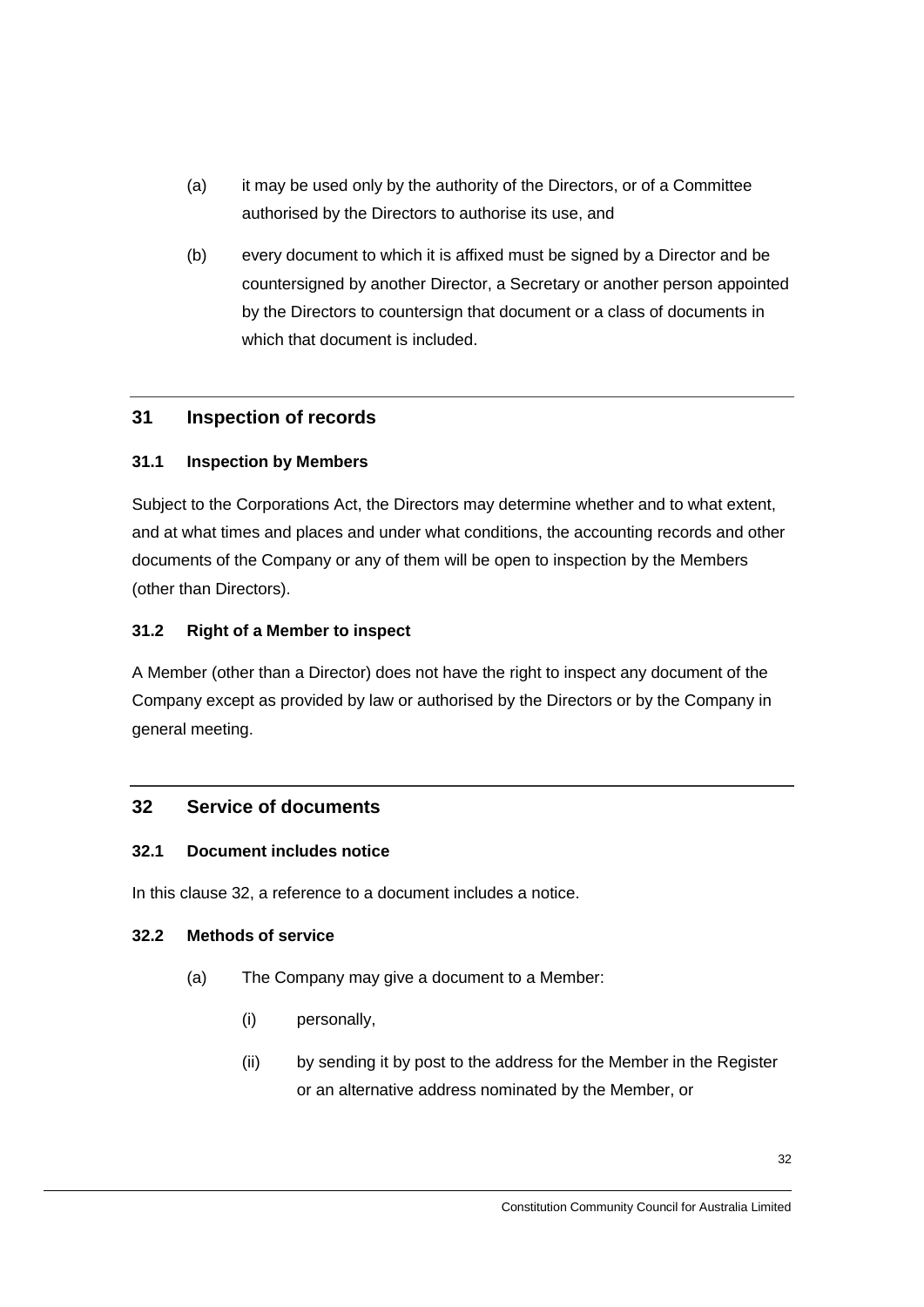(a) it may be used only by the authority of the Directors, or of a Committee authorised by the Directors to authorise its use, and

(b) every document to which it is affixed must be signed by a Director and be countersigned by another Director, a Secretary or another person appointed by the Directors to countersign that document or a class of documents in which that document is included.

## 31 Inspection of records

### 31.1 Inspection by Members

Subject to the Corporations Act, the Directors may determine whether and to what extent, and at what times and places and under what conditions, the accounting records and other documents of the Company or any of them will be open to inspection by the Members (other than Directors).

### 31.2 Right of a Member to inspect

A Member (other than a Director) does not have the right to inspect any document of the Company except as provided by law or authorised by the Directors or by the Company in general meeting.

## 32 Service of documents

### 32.1 Document includes notice

In this clause 32, a reference to a document includes a notice.

### 32.2 Methods of service

(a) The Company may give a document to a Member:

(i) personally,

(ii) by sending it by post to the address for the Member in the Register or an alternative address nominated by the Member, or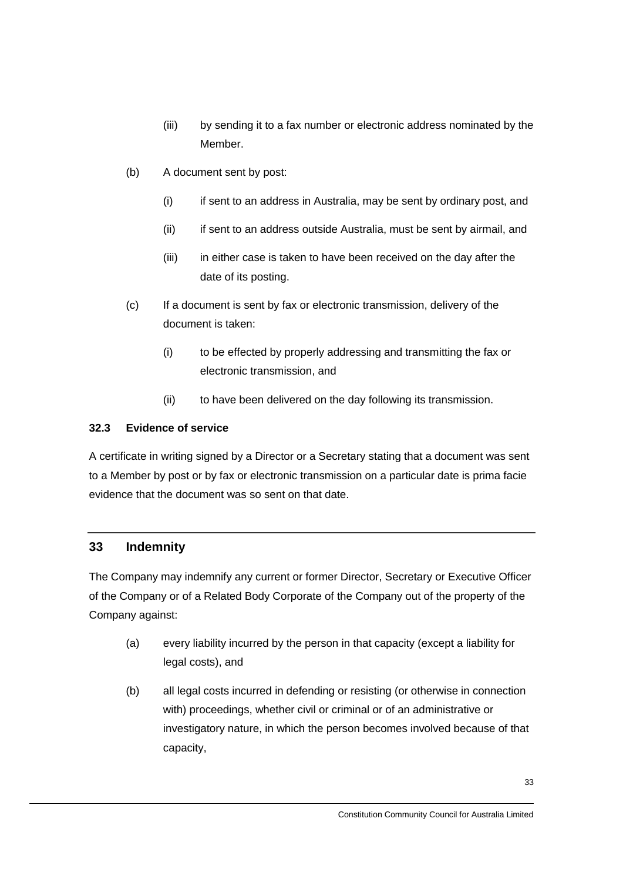(iii) by sending it to a fax number or electronic address nominated by the Member.

(b) A document sent by post:

(i) if sent to an address in Australia, may be sent by ordinary post, and

(ii) if sent to an address outside Australia, must be sent by airmail, and

(iii) in either case is taken to have been received on the day after the date of its posting.

(c) If a document is sent by fax or electronic transmission, delivery of the document is taken:

(i) to be effected by properly addressing and transmitting the fax or electronic transmission, and

(ii) to have been delivered on the day following its transmission.

### 32.3 Evidence of service

A certificate in writing signed by a Director or a Secretary stating that a document was sent to a Member by post or by fax or electronic transmission on a particular date is prima facie evidence that the document was so sent on that date.

## 33 Indemnity

The Company may indemnify any current or former Director, Secretary or Executive Officer of the Company or of a Related Body Corporate of the Company out of the property of the Company against:

(a) every liability incurred by the person in that capacity (except a liability for legal costs), and

(b) all legal costs incurred in defending or resisting (or otherwise in connection with) proceedings, whether civil or criminal or of an administrative or investigatory nature, in which the person becomes involved because of that capacity,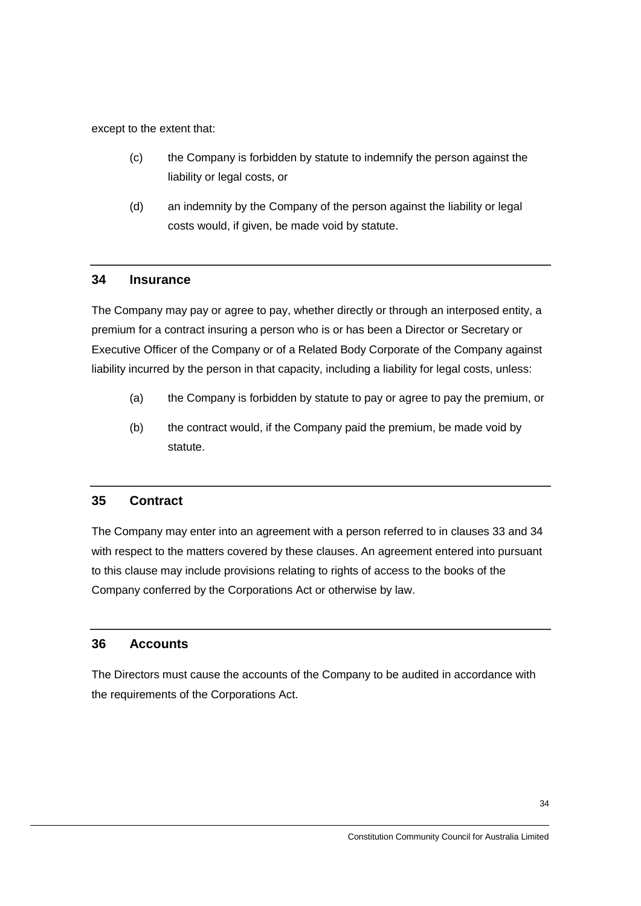except to the extent that:

(c) the Company is forbidden by statute to indemnify the person against the liability or legal costs, or

(d) an indemnity by the Company of the person against the liability or legal costs would, if given, be made void by statute.

## 34 Insurance

The Company may pay or agree to pay, whether directly or through an interposed entity, a premium for a contract insuring a person who is or has been a Director or Secretary or Executive Officer of the Company or of a Related Body Corporate of the Company against liability incurred by the person in that capacity, including a liability for legal costs, unless:

(a) the Company is forbidden by statute to pay or agree to pay the premium, or

(b) the contract would, if the Company paid the premium, be made void by statute.

## 35 Contract

The Company may enter into an agreement with a person referred to in clauses 33 and 34 with respect to the matters covered by these clauses. An agreement entered into pursuant to this clause may include provisions relating to rights of access to the books of the Company conferred by the Corporations Act or otherwise by law.

## 36 Accounts

The Directors must cause the accounts of the Company to be audited in accordance with the requirements of the Corporations Act.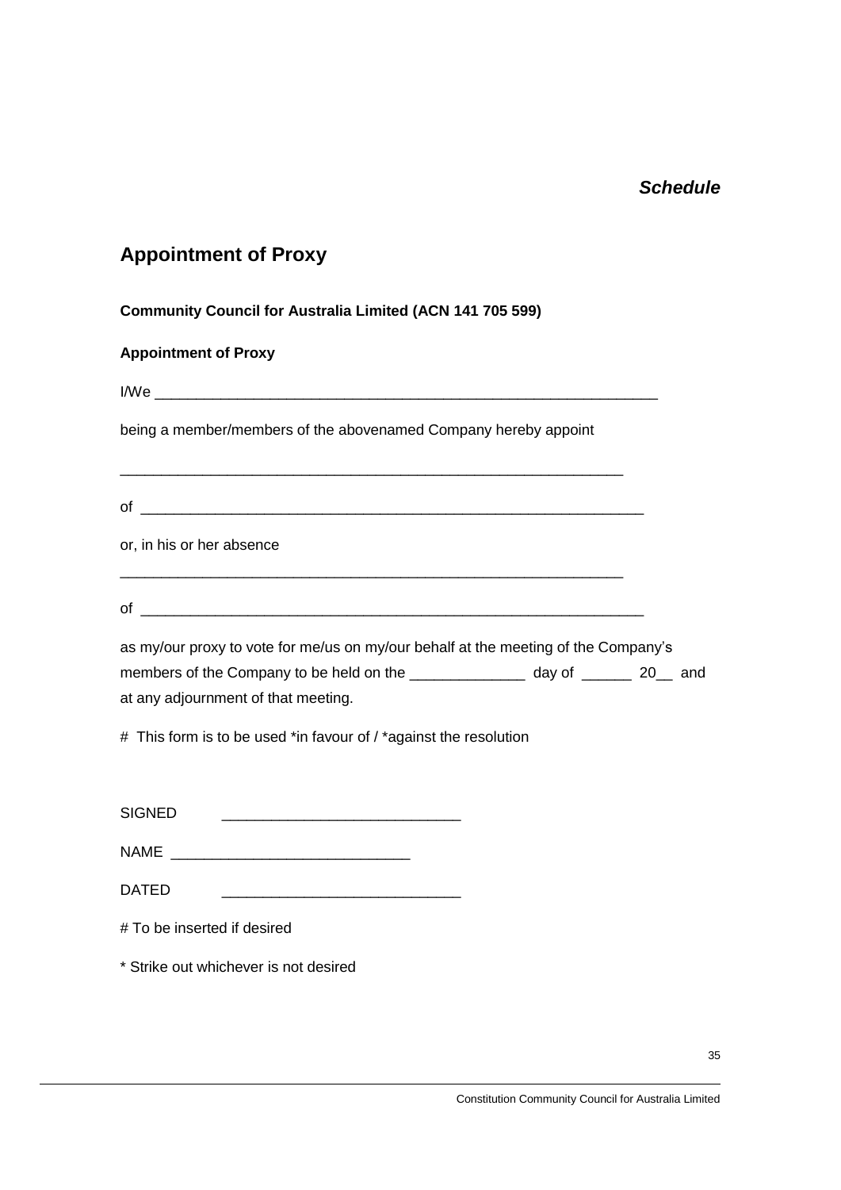*Schedule*

## Appointment of Proxy

**Community Council for Australia Limited (ACN 141 705 599)**

**Appointment of Proxy**

I/We ______________________________________________________________

being a member/members of the abovenamed Company hereby appoint

______________________________________________________________

of ______________________________________________________________

or, in his or her absence

______________________________________________________________

of ______________________________________________________________

as my/our proxy to vote for me/us on my/our behalf at the meeting of the Company's members of the Company to be held on the ______________ day of ______ 20__ and at any adjournment of that meeting.

# This form is to be used *in favour of / *against the resolution

SIGNED ____________________________

NAME ____________________________

DATED ____________________________

# To be inserted if desired

* Strike out whichever is not desired